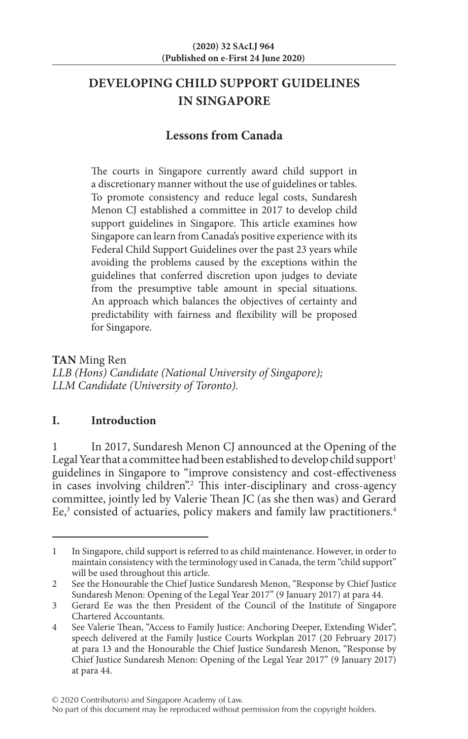# DEVELOPING CHILD SUPPORT GUIDELINES IN SINGAPORE

## Lessons from Canada

The courts in Singapore currently award child support in a discretionary manner without the use of guidelines or tables. To promote consistency and reduce legal costs, Sundaresh Menon CJ established a committee in 2017 to develop child support guidelines in Singapore. This article examines how Singapore can learn from Canada's positive experience with its Federal Child Support Guidelines over the past 23 years while avoiding the problems caused by the exceptions within the guidelines that conferred discretion upon judges to deviate from the presumptive table amount in special situations. An approach which balances the objectives of certainty and predictability with fairness and flexibility will be proposed for Singapore.

**TAN** Ming Ren
*LLB (Hons) Candidate (National University of Singapore);*
*LLM Candidate (University of Toronto).*

## I. Introduction

1 In 2017, Sundaresh Menon CJ announced at the Opening of the Legal Year that a committee had been established to develop child support[1] guidelines in Singapore to "improve consistency and cost-effectiveness in cases involving children".[2] This inter-disciplinary and cross-agency committee, jointly led by Valerie Thean JC (as she then was) and Gerard Ee,[3] consisted of actuaries, policy makers and family law practitioners.[4]

---

1 In Singapore, child support is referred to as child maintenance. However, in order to maintain consistency with the terminology used in Canada, the term "child support" will be used throughout this article.

2 See the Honourable the Chief Justice Sundaresh Menon, "Response by Chief Justice Sundaresh Menon: Opening of the Legal Year 2017" (9 January 2017) at para 44.

3 Gerard Ee was the then President of the Council of the Institute of Singapore Chartered Accountants.

4 See Valerie Thean, "Access to Family Justice: Anchoring Deeper, Extending Wider", speech delivered at the Family Justice Courts Workplan 2017 (20 February 2017) at para 13 and the Honourable the Chief Justice Sundaresh Menon, "Response by Chief Justice Sundaresh Menon: Opening of the Legal Year 2017" (9 January 2017) at para 44.

© 2020 Contributor(s) and Singapore Academy of Law.
No part of this document may be reproduced without permission from the copyright holders.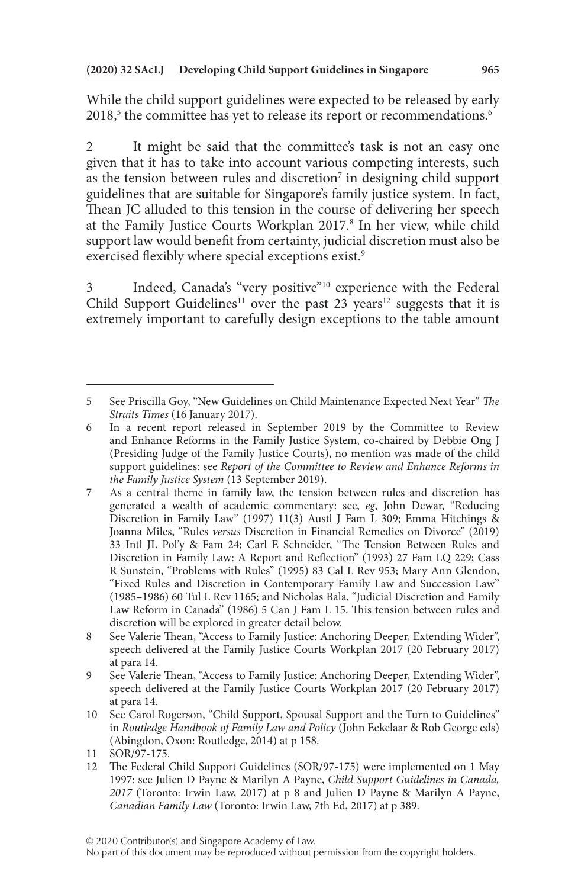While the child support guidelines were expected to be released by early 2018,[5] the committee has yet to release its report or recommendations.[6]

2 It might be said that the committee's task is not an easy one given that it has to take into account various competing interests, such as the tension between rules and discretion[7] in designing child support guidelines that are suitable for Singapore's family justice system. In fact, Thean JC alluded to this tension in the course of delivering her speech at the Family Justice Courts Workplan 2017.[8] In her view, while child support law would benefit from certainty, judicial discretion must also be exercised flexibly where special exceptions exist.[9]

3 Indeed, Canada's "very positive"[10] experience with the Federal Child Support Guidelines[11] over the past 23 years[12] suggests that it is extremely important to carefully design exceptions to the table amount

---

5 See Priscilla Goy, "New Guidelines on Child Maintenance Expected Next Year" *The Straits Times* (16 January 2017).

6 In a recent report released in September 2019 by the Committee to Review and Enhance Reforms in the Family Justice System, co-chaired by Debbie Ong J (Presiding Judge of the Family Justice Courts), no mention was made of the child support guidelines: see *Report of the Committee to Review and Enhance Reforms in the Family Justice System* (13 September 2019).

7 As a central theme in family law, the tension between rules and discretion has generated a wealth of academic commentary: see, *eg*, John Dewar, "Reducing Discretion in Family Law" (1997) 11(3) Austl J Fam L 309; Emma Hitchings & Joanna Miles, "Rules *versus* Discretion in Financial Remedies on Divorce" (2019) 33 Intl JL Pol'y & Fam 24; Carl E Schneider, "The Tension Between Rules and Discretion in Family Law: A Report and Reflection" (1993) 27 Fam LQ 229; Cass R Sunstein, "Problems with Rules" (1995) 83 Cal L Rev 953; Mary Ann Glendon, "Fixed Rules and Discretion in Contemporary Family Law and Succession Law" (1985–1986) 60 Tul L Rev 1165; and Nicholas Bala, "Judicial Discretion and Family Law Reform in Canada" (1986) 5 Can J Fam L 15. This tension between rules and discretion will be explored in greater detail below.

8 See Valerie Thean, "Access to Family Justice: Anchoring Deeper, Extending Wider", speech delivered at the Family Justice Courts Workplan 2017 (20 February 2017) at para 14.

9 See Valerie Thean, "Access to Family Justice: Anchoring Deeper, Extending Wider", speech delivered at the Family Justice Courts Workplan 2017 (20 February 2017) at para 14.

10 See Carol Rogerson, "Child Support, Spousal Support and the Turn to Guidelines" in *Routledge Handbook of Family Law and Policy* (John Eekelaar & Rob George eds) (Abingdon, Oxon: Routledge, 2014) at p 158.

11 SOR/97-175.

12 The Federal Child Support Guidelines (SOR/97-175) were implemented on 1 May 1997: see Julien D Payne & Marilyn A Payne, *Child Support Guidelines in Canada, 2017* (Toronto: Irwin Law, 2017) at p 8 and Julien D Payne & Marilyn A Payne, *Canadian Family Law* (Toronto: Irwin Law, 7th Ed, 2017) at p 389.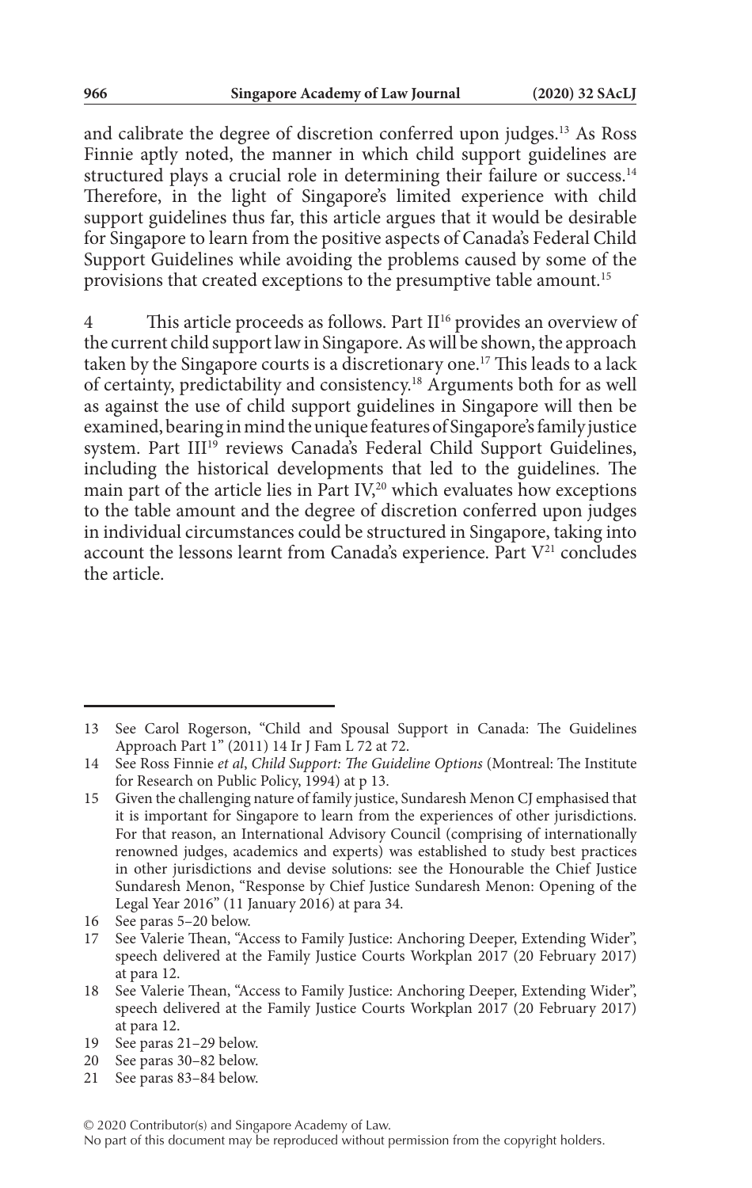and calibrate the degree of discretion conferred upon judges.[13] As Ross Finnie aptly noted, the manner in which child support guidelines are structured plays a crucial role in determining their failure or success.[14] Therefore, in the light of Singapore's limited experience with child support guidelines thus far, this article argues that it would be desirable for Singapore to learn from the positive aspects of Canada's Federal Child Support Guidelines while avoiding the problems caused by some of the provisions that created exceptions to the presumptive table amount.[15]

4 This article proceeds as follows. Part II[16] provides an overview of the current child support law in Singapore. As will be shown, the approach taken by the Singapore courts is a discretionary one.[17] This leads to a lack of certainty, predictability and consistency.[18] Arguments both for as well as against the use of child support guidelines in Singapore will then be examined, bearing in mind the unique features of Singapore's family justice system. Part III[19] reviews Canada's Federal Child Support Guidelines, including the historical developments that led to the guidelines. The main part of the article lies in Part IV,[20] which evaluates how exceptions to the table amount and the degree of discretion conferred upon judges in individual circumstances could be structured in Singapore, taking into account the lessons learnt from Canada's experience. Part V[21] concludes the article.

---

13 See Carol Rogerson, "Child and Spousal Support in Canada: The Guidelines Approach Part 1" (2011) 14 Ir J Fam L 72 at 72.

14 See Ross Finnie *et al*, *Child Support: The Guideline Options* (Montreal: The Institute for Research on Public Policy, 1994) at p 13.

15 Given the challenging nature of family justice, Sundaresh Menon CJ emphasised that it is important for Singapore to learn from the experiences of other jurisdictions. For that reason, an International Advisory Council (comprising of internationally renowned judges, academics and experts) was established to study best practices in other jurisdictions and devise solutions: see the Honourable the Chief Justice Sundaresh Menon, "Response by Chief Justice Sundaresh Menon: Opening of the Legal Year 2016" (11 January 2016) at para 34.

16 See paras 5–20 below.

17 See Valerie Thean, "Access to Family Justice: Anchoring Deeper, Extending Wider", speech delivered at the Family Justice Courts Workplan 2017 (20 February 2017) at para 12.

18 See Valerie Thean, "Access to Family Justice: Anchoring Deeper, Extending Wider", speech delivered at the Family Justice Courts Workplan 2017 (20 February 2017) at para 12.

19 See paras 21–29 below.

20 See paras 30–82 below.

21 See paras 83–84 below.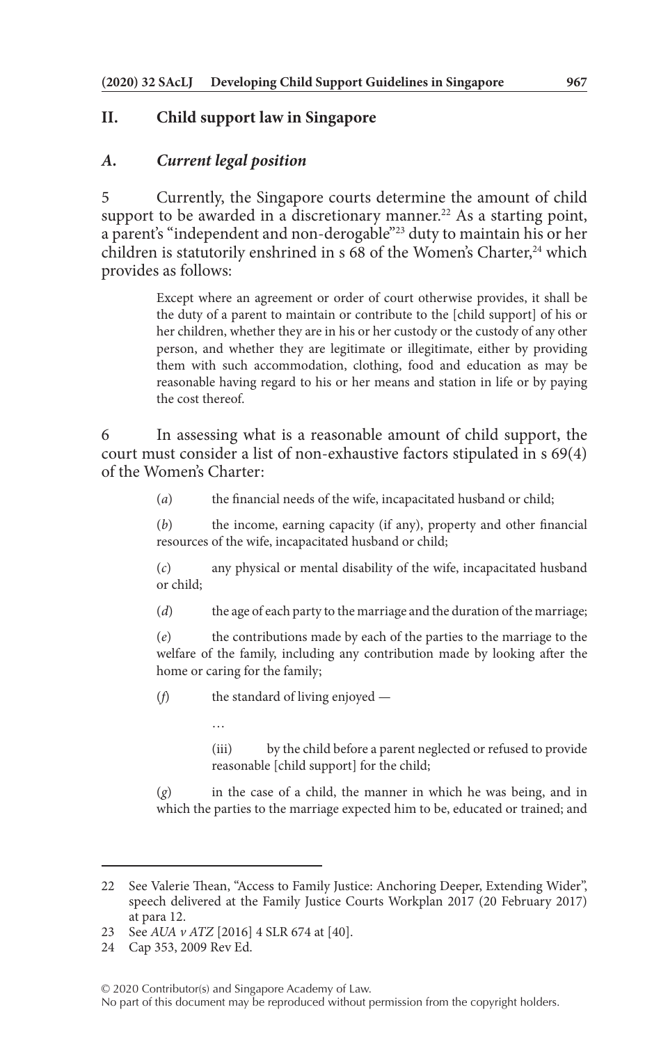## II. Child support law in Singapore

### *A. Current legal position*

5 Currently, the Singapore courts determine the amount of child support to be awarded in a discretionary manner.[22] As a starting point, a parent's "independent and non-derogable"[23] duty to maintain his or her children is statutorily enshrined in s 68 of the Women's Charter,[24] which provides as follows:

> Except where an agreement or order of court otherwise provides, it shall be the duty of a parent to maintain or contribute to the [child support] of his or her children, whether they are in his or her custody or the custody of any other person, and whether they are legitimate or illegitimate, either by providing them with such accommodation, clothing, food and education as may be reasonable having regard to his or her means and station in life or by paying the cost thereof.

6 In assessing what is a reasonable amount of child support, the court must consider a list of non-exhaustive factors stipulated in s 69(4) of the Women's Charter:

> (*a*) the financial needs of the wife, incapacitated husband or child;
>
> (*b*) the income, earning capacity (if any), property and other financial resources of the wife, incapacitated husband or child;
>
> (*c*) any physical or mental disability of the wife, incapacitated husband or child;
>
> (*d*) the age of each party to the marriage and the duration of the marriage;
>
> (*e*) the contributions made by each of the parties to the marriage to the welfare of the family, including any contribution made by looking after the home or caring for the family;
>
> (*f*) the standard of living enjoyed —
>
> …
>
> (iii) by the child before a parent neglected or refused to provide reasonable [child support] for the child;
>
> (*g*) in the case of a child, the manner in which he was being, and in which the parties to the marriage expected him to be, educated or trained; and

---

22 See Valerie Thean, "Access to Family Justice: Anchoring Deeper, Extending Wider", speech delivered at the Family Justice Courts Workplan 2017 (20 February 2017) at para 12.

23 See *AUA v ATZ* [2016] 4 SLR 674 at [40].

24 Cap 353, 2009 Rev Ed.

© 2020 Contributor(s) and Singapore Academy of Law.
No part of this document may be reproduced without permission from the copyright holders.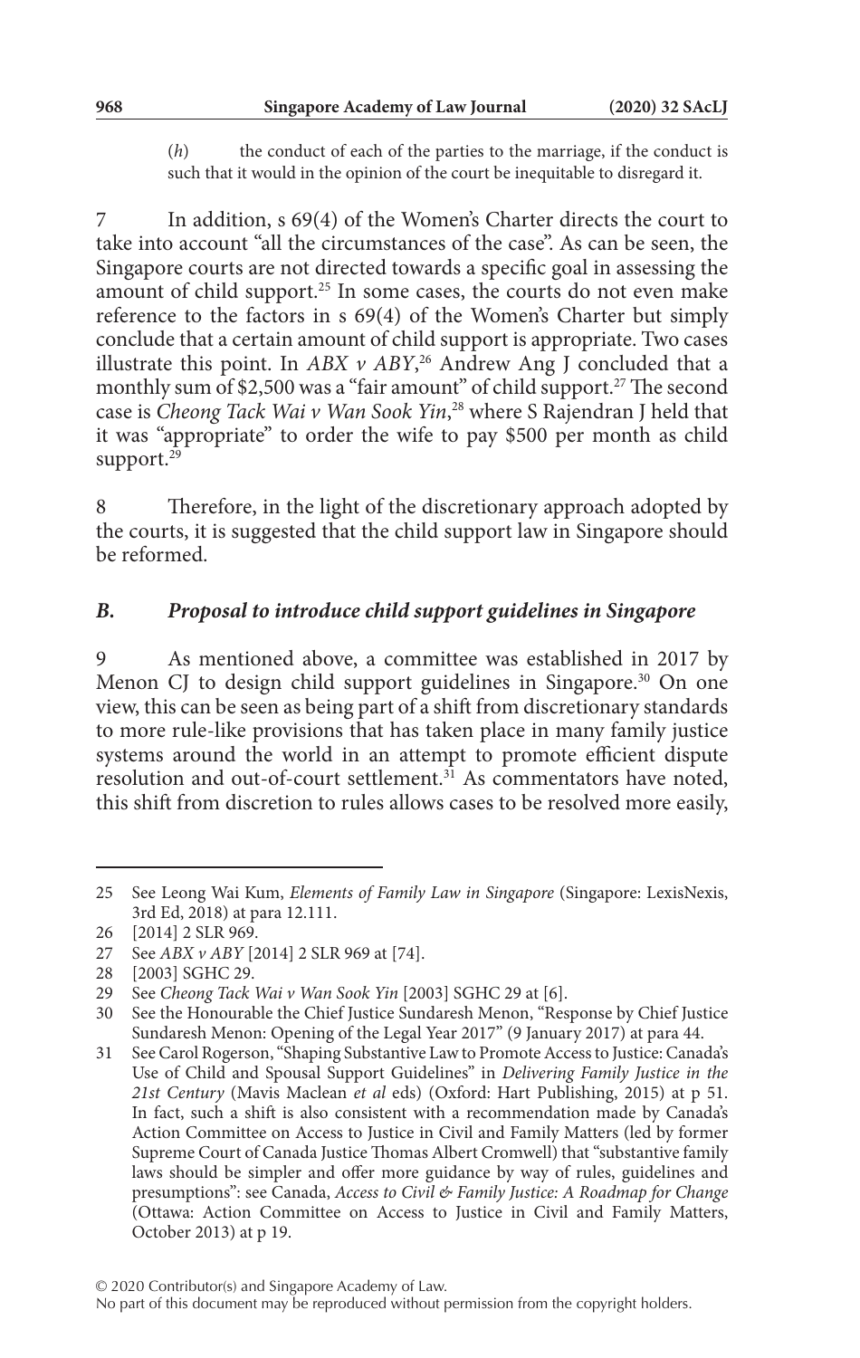(*h*) the conduct of each of the parties to the marriage, if the conduct is such that it would in the opinion of the court be inequitable to disregard it.

7 In addition, s 69(4) of the Women's Charter directs the court to take into account "all the circumstances of the case". As can be seen, the Singapore courts are not directed towards a specific goal in assessing the amount of child support.[25] In some cases, the courts do not even make reference to the factors in s 69(4) of the Women's Charter but simply conclude that a certain amount of child support is appropriate. Two cases illustrate this point. In *ABX v ABY*,[26] Andrew Ang J concluded that a monthly sum of $2,500 was a "fair amount" of child support.[27] The second case is *Cheong Tack Wai v Wan Sook Yin*,[28] where S Rajendran J held that it was "appropriate" to order the wife to pay $500 per month as child support.[29]

8 Therefore, in the light of the discretionary approach adopted by the courts, it is suggested that the child support law in Singapore should be reformed.

### *B. Proposal to introduce child support guidelines in Singapore*

9 As mentioned above, a committee was established in 2017 by Menon CJ to design child support guidelines in Singapore.[30] On one view, this can be seen as being part of a shift from discretionary standards to more rule-like provisions that has taken place in many family justice systems around the world in an attempt to promote efficient dispute resolution and out-of-court settlement.[31] As commentators have noted, this shift from discretion to rules allows cases to be resolved more easily,

---

25 See Leong Wai Kum, *Elements of Family Law in Singapore* (Singapore: LexisNexis, 3rd Ed, 2018) at para 12.111.

26 [2014] 2 SLR 969.

27 See *ABX v ABY* [2014] 2 SLR 969 at [74].

28 [2003] SGHC 29.

29 See *Cheong Tack Wai v Wan Sook Yin* [2003] SGHC 29 at [6].

30 See the Honourable the Chief Justice Sundaresh Menon, "Response by Chief Justice Sundaresh Menon: Opening of the Legal Year 2017" (9 January 2017) at para 44.

31 See Carol Rogerson, "Shaping Substantive Law to Promote Access to Justice: Canada's Use of Child and Spousal Support Guidelines" in *Delivering Family Justice in the 21st Century* (Mavis Maclean *et al* eds) (Oxford: Hart Publishing, 2015) at p 51. In fact, such a shift is also consistent with a recommendation made by Canada's Action Committee on Access to Justice in Civil and Family Matters (led by former Supreme Court of Canada Justice Thomas Albert Cromwell) that "substantive family laws should be simpler and offer more guidance by way of rules, guidelines and presumptions": see Canada, *Access to Civil & Family Justice: A Roadmap for Change* (Ottawa: Action Committee on Access to Justice in Civil and Family Matters, October 2013) at p 19.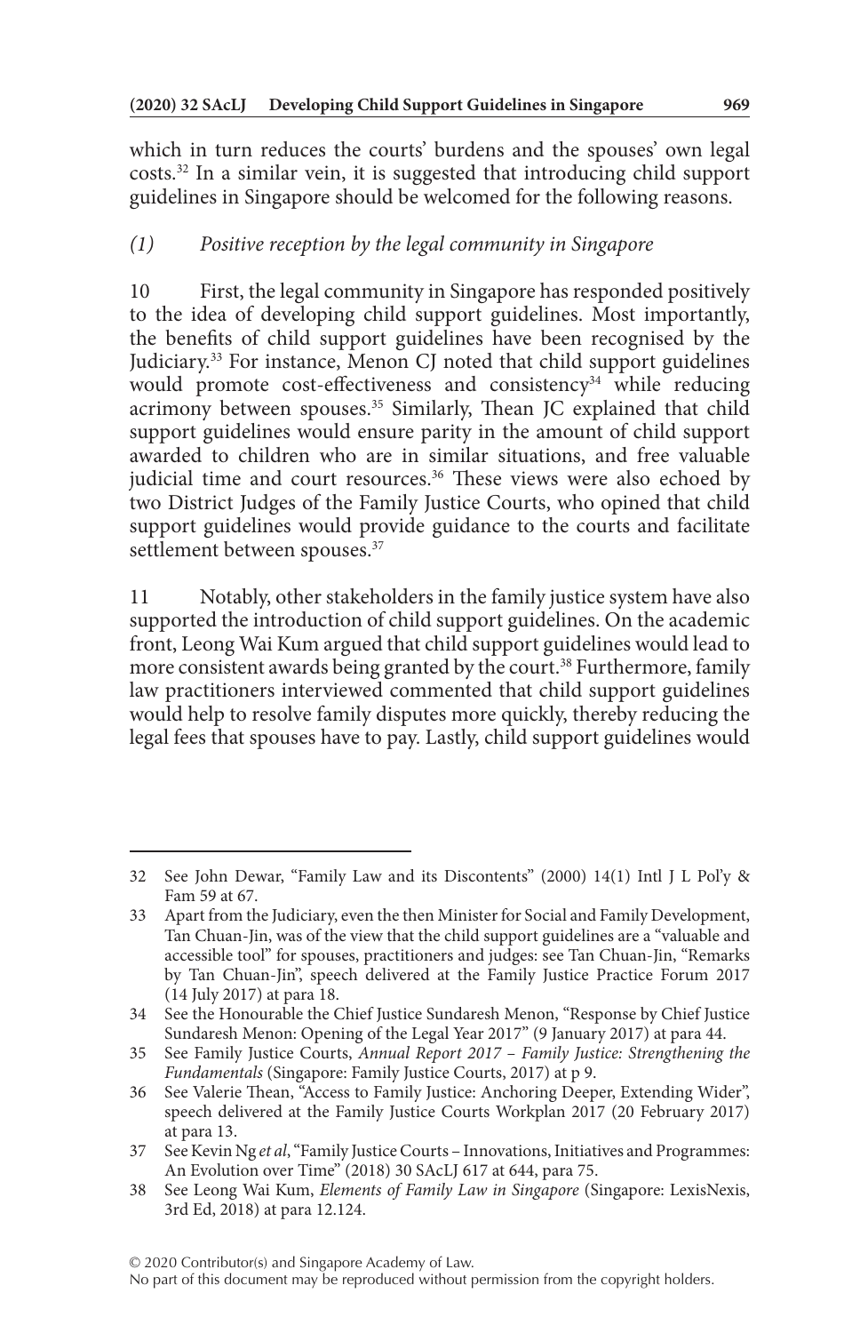which in turn reduces the courts' burdens and the spouses' own legal costs.[32] In a similar vein, it is suggested that introducing child support guidelines in Singapore should be welcomed for the following reasons.

*(1) Positive reception by the legal community in Singapore*

10 First, the legal community in Singapore has responded positively to the idea of developing child support guidelines. Most importantly, the benefits of child support guidelines have been recognised by the Judiciary.[33] For instance, Menon CJ noted that child support guidelines would promote cost-effectiveness and consistency[34] while reducing acrimony between spouses.[35] Similarly, Thean JC explained that child support guidelines would ensure parity in the amount of child support awarded to children who are in similar situations, and free valuable judicial time and court resources.[36] These views were also echoed by two District Judges of the Family Justice Courts, who opined that child support guidelines would provide guidance to the courts and facilitate settlement between spouses.[37]

11 Notably, other stakeholders in the family justice system have also supported the introduction of child support guidelines. On the academic front, Leong Wai Kum argued that child support guidelines would lead to more consistent awards being granted by the court.[38] Furthermore, family law practitioners interviewed commented that child support guidelines would help to resolve family disputes more quickly, thereby reducing the legal fees that spouses have to pay. Lastly, child support guidelines would

---

32 See John Dewar, "Family Law and its Discontents" (2000) 14(1) Intl J L Pol'y & Fam 59 at 67.

33 Apart from the Judiciary, even the then Minister for Social and Family Development, Tan Chuan-Jin, was of the view that the child support guidelines are a "valuable and accessible tool" for spouses, practitioners and judges: see Tan Chuan-Jin, "Remarks by Tan Chuan-Jin", speech delivered at the Family Justice Practice Forum 2017 (14 July 2017) at para 18.

34 See the Honourable the Chief Justice Sundaresh Menon, "Response by Chief Justice Sundaresh Menon: Opening of the Legal Year 2017" (9 January 2017) at para 44.

35 See Family Justice Courts, *Annual Report 2017 – Family Justice: Strengthening the Fundamentals* (Singapore: Family Justice Courts, 2017) at p 9.

36 See Valerie Thean, "Access to Family Justice: Anchoring Deeper, Extending Wider", speech delivered at the Family Justice Courts Workplan 2017 (20 February 2017) at para 13.

37 See Kevin Ng *et al*, "Family Justice Courts – Innovations, Initiatives and Programmes: An Evolution over Time" (2018) 30 SAcLJ 617 at 644, para 75.

38 See Leong Wai Kum, *Elements of Family Law in Singapore* (Singapore: LexisNexis, 3rd Ed, 2018) at para 12.124.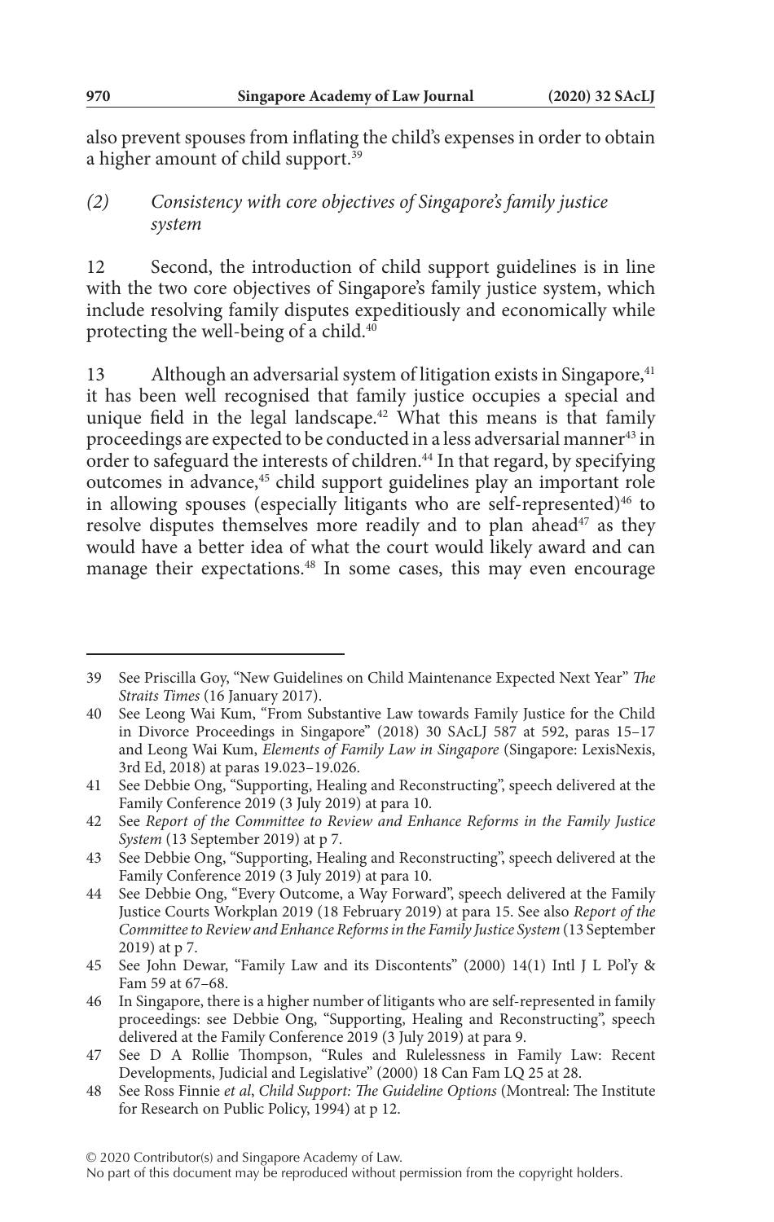also prevent spouses from inflating the child's expenses in order to obtain a higher amount of child support.[39]

### *(2) Consistency with core objectives of Singapore's family justice system*

12 Second, the introduction of child support guidelines is in line with the two core objectives of Singapore's family justice system, which include resolving family disputes expeditiously and economically while protecting the well-being of a child.[40]

13 Although an adversarial system of litigation exists in Singapore,[41] it has been well recognised that family justice occupies a special and unique field in the legal landscape.[42] What this means is that family proceedings are expected to be conducted in a less adversarial manner[43] in order to safeguard the interests of children.[44] In that regard, by specifying outcomes in advance,[45] child support guidelines play an important role in allowing spouses (especially litigants who are self-represented)[46] to resolve disputes themselves more readily and to plan ahead[47] as they would have a better idea of what the court would likely award and can manage their expectations.[48] In some cases, this may even encourage

---

39 See Priscilla Goy, "New Guidelines on Child Maintenance Expected Next Year" *The Straits Times* (16 January 2017).

40 See Leong Wai Kum, "From Substantive Law towards Family Justice for the Child in Divorce Proceedings in Singapore" (2018) 30 SAcLJ 587 at 592, paras 15–17 and Leong Wai Kum, *Elements of Family Law in Singapore* (Singapore: LexisNexis, 3rd Ed, 2018) at paras 19.023–19.026.

41 See Debbie Ong, "Supporting, Healing and Reconstructing", speech delivered at the Family Conference 2019 (3 July 2019) at para 10.

42 See *Report of the Committee to Review and Enhance Reforms in the Family Justice System* (13 September 2019) at p 7.

43 See Debbie Ong, "Supporting, Healing and Reconstructing", speech delivered at the Family Conference 2019 (3 July 2019) at para 10.

44 See Debbie Ong, "Every Outcome, a Way Forward", speech delivered at the Family Justice Courts Workplan 2019 (18 February 2019) at para 15. See also *Report of the Committee to Review and Enhance Reforms in the Family Justice System* (13 September 2019) at p 7.

45 See John Dewar, "Family Law and its Discontents" (2000) 14(1) Intl J L Pol'y & Fam 59 at 67–68.

46 In Singapore, there is a higher number of litigants who are self-represented in family proceedings: see Debbie Ong, "Supporting, Healing and Reconstructing", speech delivered at the Family Conference 2019 (3 July 2019) at para 9.

47 See D A Rollie Thompson, "Rules and Rulelessness in Family Law: Recent Developments, Judicial and Legislative" (2000) 18 Can Fam LQ 25 at 28.

48 See Ross Finnie *et al*, *Child Support: The Guideline Options* (Montreal: The Institute for Research on Public Policy, 1994) at p 12.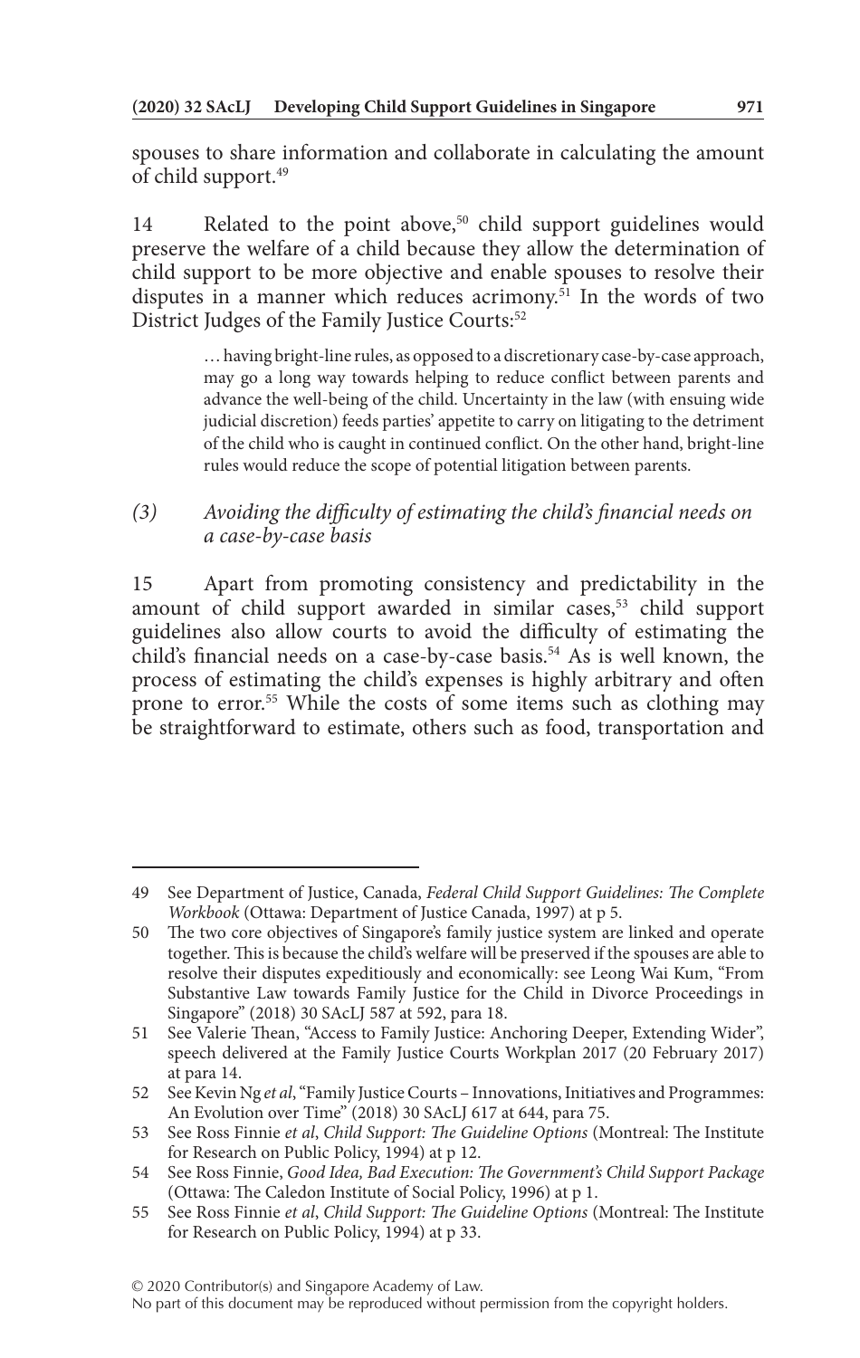spouses to share information and collaborate in calculating the amount of child support.[49]

14 Related to the point above,[50] child support guidelines would preserve the welfare of a child because they allow the determination of child support to be more objective and enable spouses to resolve their disputes in a manner which reduces acrimony.[51] In the words of two District Judges of the Family Justice Courts:[52]

> … having bright-line rules, as opposed to a discretionary case-by-case approach, may go a long way towards helping to reduce conflict between parents and advance the well-being of the child. Uncertainty in the law (with ensuing wide judicial discretion) feeds parties' appetite to carry on litigating to the detriment of the child who is caught in continued conflict. On the other hand, bright-line rules would reduce the scope of potential litigation between parents.

### *(3) Avoiding the difficulty of estimating the child's financial needs on a case-by-case basis*

15 Apart from promoting consistency and predictability in the amount of child support awarded in similar cases,[53] child support guidelines also allow courts to avoid the difficulty of estimating the child's financial needs on a case-by-case basis.[54] As is well known, the process of estimating the child's expenses is highly arbitrary and often prone to error.[55] While the costs of some items such as clothing may be straightforward to estimate, others such as food, transportation and

---

49 See Department of Justice, Canada, *Federal Child Support Guidelines: The Complete Workbook* (Ottawa: Department of Justice Canada, 1997) at p 5.

50 The two core objectives of Singapore's family justice system are linked and operate together. This is because the child's welfare will be preserved if the spouses are able to resolve their disputes expeditiously and economically: see Leong Wai Kum, "From Substantive Law towards Family Justice for the Child in Divorce Proceedings in Singapore" (2018) 30 SAcLJ 587 at 592, para 18.

51 See Valerie Thean, "Access to Family Justice: Anchoring Deeper, Extending Wider", speech delivered at the Family Justice Courts Workplan 2017 (20 February 2017) at para 14.

52 See Kevin Ng *et al*, "Family Justice Courts – Innovations, Initiatives and Programmes: An Evolution over Time" (2018) 30 SAcLJ 617 at 644, para 75.

53 See Ross Finnie *et al*, *Child Support: The Guideline Options* (Montreal: The Institute for Research on Public Policy, 1994) at p 12.

54 See Ross Finnie, *Good Idea, Bad Execution: The Government's Child Support Package* (Ottawa: The Caledon Institute of Social Policy, 1996) at p 1.

55 See Ross Finnie *et al*, *Child Support: The Guideline Options* (Montreal: The Institute for Research on Public Policy, 1994) at p 33.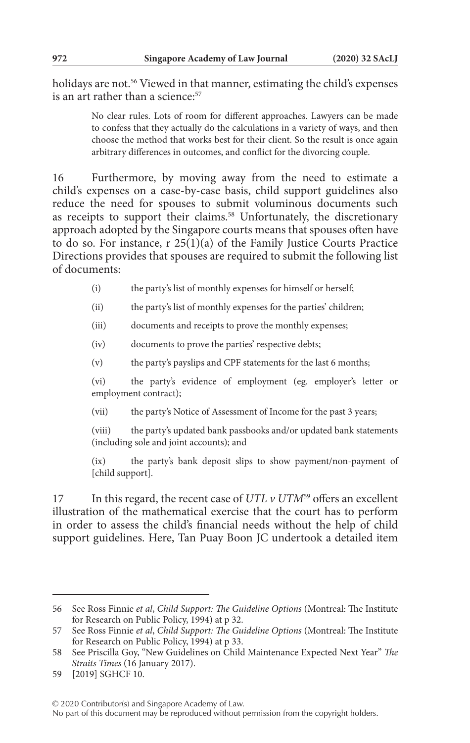holidays are not.[56] Viewed in that manner, estimating the child's expenses is an art rather than a science:[57]

> No clear rules. Lots of room for different approaches. Lawyers can be made to confess that they actually do the calculations in a variety of ways, and then choose the method that works best for their client. So the result is once again arbitrary differences in outcomes, and conflict for the divorcing couple.

16 Furthermore, by moving away from the need to estimate a child's expenses on a case-by-case basis, child support guidelines also reduce the need for spouses to submit voluminous documents such as receipts to support their claims.[58] Unfortunately, the discretionary approach adopted by the Singapore courts means that spouses often have to do so. For instance, r 25(1)(a) of the Family Justice Courts Practice Directions provides that spouses are required to submit the following list of documents:

> (i) the party's list of monthly expenses for himself or herself;
>
> (ii) the party's list of monthly expenses for the parties' children;
>
> (iii) documents and receipts to prove the monthly expenses;
>
> (iv) documents to prove the parties' respective debts;
>
> (v) the party's payslips and CPF statements for the last 6 months;
>
> (vi) the party's evidence of employment (eg. employer's letter or employment contract);
>
> (vii) the party's Notice of Assessment of Income for the past 3 years;
>
> (viii) the party's updated bank passbooks and/or updated bank statements (including sole and joint accounts); and
>
> (ix) the party's bank deposit slips to show payment/non-payment of [child support].

17 In this regard, the recent case of *UTL v UTM*[59] offers an excellent illustration of the mathematical exercise that the court has to perform in order to assess the child's financial needs without the help of child support guidelines. Here, Tan Puay Boon JC undertook a detailed item

---

56 See Ross Finnie *et al*, *Child Support: The Guideline Options* (Montreal: The Institute for Research on Public Policy, 1994) at p 32.

57 See Ross Finnie *et al*, *Child Support: The Guideline Options* (Montreal: The Institute for Research on Public Policy, 1994) at p 33.

58 See Priscilla Goy, "New Guidelines on Child Maintenance Expected Next Year" *The Straits Times* (16 January 2017).

59 [2019] SGHCF 10.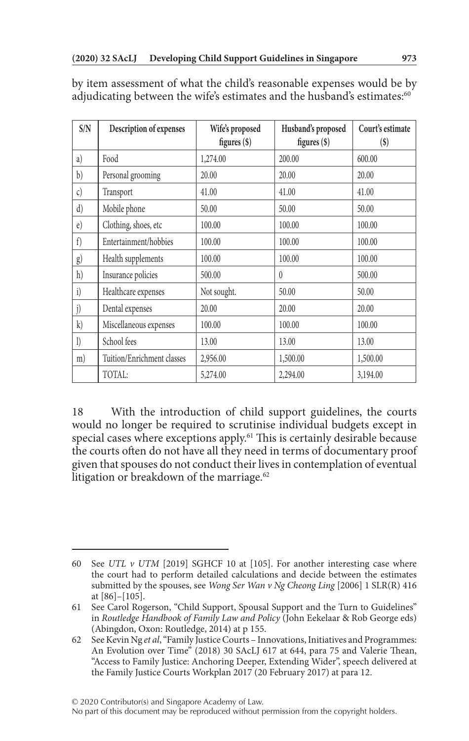by item assessment of what the child's reasonable expenses would be by adjudicating between the wife's estimates and the husband's estimates:[60]

| S/N | Description of expenses | Wife's proposed figures ($) | Husband's proposed figures ($) | Court's estimate ($) |
|---|---|---|---|---|
| a) | Food | 1,274.00 | 200.00 | 600.00 |
| b) | Personal grooming | 20.00 | 20.00 | 20.00 |
| c) | Transport | 41.00 | 41.00 | 41.00 |
| d) | Mobile phone | 50.00 | 50.00 | 50.00 |
| e) | Clothing, shoes, etc | 100.00 | 100.00 | 100.00 |
| f) | Entertainment/hobbies | 100.00 | 100.00 | 100.00 |
| g) | Health supplements | 100.00 | 100.00 | 100.00 |
| h) | Insurance policies | 500.00 | 0 | 500.00 |
| i) | Healthcare expenses | Not sought. | 50.00 | 50.00 |
| j) | Dental expenses | 20.00 | 20.00 | 20.00 |
| k) | Miscellaneous expenses | 100.00 | 100.00 | 100.00 |
| l) | School fees | 13.00 | 13.00 | 13.00 |
| m) | Tuition/Enrichment classes | 2,956.00 | 1,500.00 | 1,500.00 |
| | TOTAL: | 5,274.00 | 2,294.00 | 3,194.00 |

18 With the introduction of child support guidelines, the courts would no longer be required to scrutinise individual budgets except in special cases where exceptions apply.[61] This is certainly desirable because the courts often do not have all they need in terms of documentary proof given that spouses do not conduct their lives in contemplation of eventual litigation or breakdown of the marriage.[62]

---

60 See *UTL v UTM* [2019] SGHCF 10 at [105]. For another interesting case where the court had to perform detailed calculations and decide between the estimates submitted by the spouses, see *Wong Ser Wan v Ng Cheong Ling* [2006] 1 SLR(R) 416 at [86]–[105].

61 See Carol Rogerson, "Child Support, Spousal Support and the Turn to Guidelines" in *Routledge Handbook of Family Law and Policy* (John Eekelaar & Rob George eds) (Abingdon, Oxon: Routledge, 2014) at p 155.

62 See Kevin Ng *et al*, "Family Justice Courts – Innovations, Initiatives and Programmes: An Evolution over Time" (2018) 30 SAcLJ 617 at 644, para 75 and Valerie Thean, "Access to Family Justice: Anchoring Deeper, Extending Wider", speech delivered at the Family Justice Courts Workplan 2017 (20 February 2017) at para 12.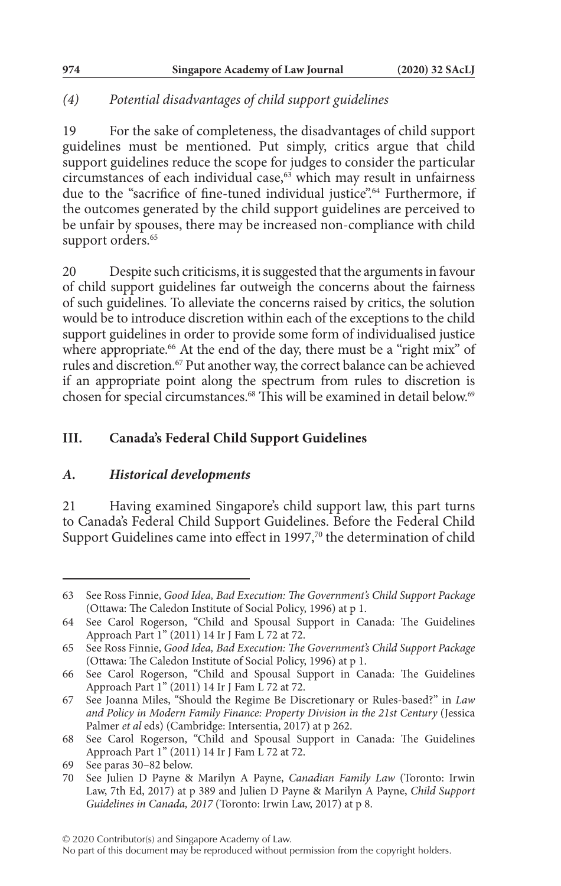### *(4) Potential disadvantages of child support guidelines*

19 For the sake of completeness, the disadvantages of child support guidelines must be mentioned. Put simply, critics argue that child support guidelines reduce the scope for judges to consider the particular circumstances of each individual case,[63] which may result in unfairness due to the "sacrifice of fine-tuned individual justice".[64] Furthermore, if the outcomes generated by the child support guidelines are perceived to be unfair by spouses, there may be increased non-compliance with child support orders.[65]

20 Despite such criticisms, it is suggested that the arguments in favour of child support guidelines far outweigh the concerns about the fairness of such guidelines. To alleviate the concerns raised by critics, the solution would be to introduce discretion within each of the exceptions to the child support guidelines in order to provide some form of individualised justice where appropriate.[66] At the end of the day, there must be a "right mix" of rules and discretion.[67] Put another way, the correct balance can be achieved if an appropriate point along the spectrum from rules to discretion is chosen for special circumstances.[68] This will be examined in detail below.[69]

## III. Canada's Federal Child Support Guidelines

### *A. Historical developments*

21 Having examined Singapore's child support law, this part turns to Canada's Federal Child Support Guidelines. Before the Federal Child Support Guidelines came into effect in 1997,[70] the determination of child

---

63 See Ross Finnie, *Good Idea, Bad Execution: The Government's Child Support Package* (Ottawa: The Caledon Institute of Social Policy, 1996) at p 1.

64 See Carol Rogerson, "Child and Spousal Support in Canada: The Guidelines Approach Part 1" (2011) 14 Ir J Fam L 72 at 72.

65 See Ross Finnie, *Good Idea, Bad Execution: The Government's Child Support Package* (Ottawa: The Caledon Institute of Social Policy, 1996) at p 1.

66 See Carol Rogerson, "Child and Spousal Support in Canada: The Guidelines Approach Part 1" (2011) 14 Ir J Fam L 72 at 72.

67 See Joanna Miles, "Should the Regime Be Discretionary or Rules-based?" in *Law and Policy in Modern Family Finance: Property Division in the 21st Century* (Jessica Palmer *et al* eds) (Cambridge: Intersentia, 2017) at p 262.

68 See Carol Rogerson, "Child and Spousal Support in Canada: The Guidelines Approach Part 1" (2011) 14 Ir J Fam L 72 at 72.

69 See paras 30–82 below.

70 See Julien D Payne & Marilyn A Payne, *Canadian Family Law* (Toronto: Irwin Law, 7th Ed, 2017) at p 389 and Julien D Payne & Marilyn A Payne, *Child Support Guidelines in Canada, 2017* (Toronto: Irwin Law, 2017) at p 8.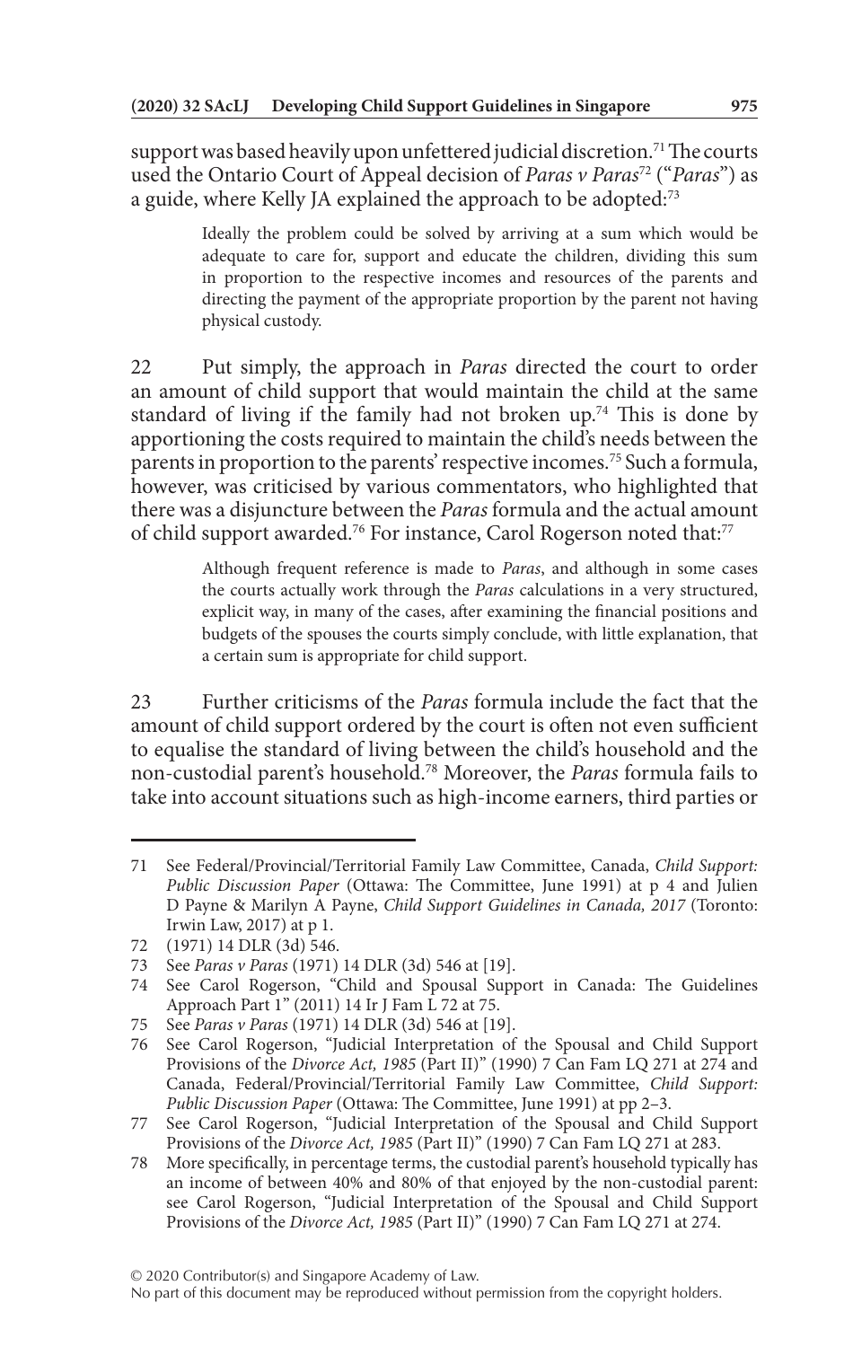support was based heavily upon unfettered judicial discretion.[71] The courts used the Ontario Court of Appeal decision of *Paras v Paras*[72] ("*Paras*") as a guide, where Kelly JA explained the approach to be adopted:[73]

> Ideally the problem could be solved by arriving at a sum which would be adequate to care for, support and educate the children, dividing this sum in proportion to the respective incomes and resources of the parents and directing the payment of the appropriate proportion by the parent not having physical custody.

22 Put simply, the approach in *Paras* directed the court to order an amount of child support that would maintain the child at the same standard of living if the family had not broken up.[74] This is done by apportioning the costs required to maintain the child's needs between the parents in proportion to the parents' respective incomes.[75] Such a formula, however, was criticised by various commentators, who highlighted that there was a disjuncture between the *Paras* formula and the actual amount of child support awarded.[76] For instance, Carol Rogerson noted that:[77]

> Although frequent reference is made to *Paras*, and although in some cases the courts actually work through the *Paras* calculations in a very structured, explicit way, in many of the cases, after examining the financial positions and budgets of the spouses the courts simply conclude, with little explanation, that a certain sum is appropriate for child support.

23 Further criticisms of the *Paras* formula include the fact that the amount of child support ordered by the court is often not even sufficient to equalise the standard of living between the child's household and the non-custodial parent's household.[78] Moreover, the *Paras* formula fails to take into account situations such as high-income earners, third parties or

---

71 See Federal/Provincial/Territorial Family Law Committee, Canada, *Child Support: Public Discussion Paper* (Ottawa: The Committee, June 1991) at p 4 and Julien D Payne & Marilyn A Payne, *Child Support Guidelines in Canada, 2017* (Toronto: Irwin Law, 2017) at p 1.

72 (1971) 14 DLR (3d) 546.

73 See *Paras v Paras* (1971) 14 DLR (3d) 546 at [19].

74 See Carol Rogerson, "Child and Spousal Support in Canada: The Guidelines Approach Part 1" (2011) 14 Ir J Fam L 72 at 75.

75 See *Paras v Paras* (1971) 14 DLR (3d) 546 at [19].

76 See Carol Rogerson, "Judicial Interpretation of the Spousal and Child Support Provisions of the *Divorce Act, 1985* (Part II)" (1990) 7 Can Fam LQ 271 at 274 and Canada, Federal/Provincial/Territorial Family Law Committee, *Child Support: Public Discussion Paper* (Ottawa: The Committee, June 1991) at pp 2–3.

77 See Carol Rogerson, "Judicial Interpretation of the Spousal and Child Support Provisions of the *Divorce Act, 1985* (Part II)" (1990) 7 Can Fam LQ 271 at 283.

78 More specifically, in percentage terms, the custodial parent's household typically has an income of between 40% and 80% of that enjoyed by the non-custodial parent: see Carol Rogerson, "Judicial Interpretation of the Spousal and Child Support Provisions of the *Divorce Act, 1985* (Part II)" (1990) 7 Can Fam LQ 271 at 274.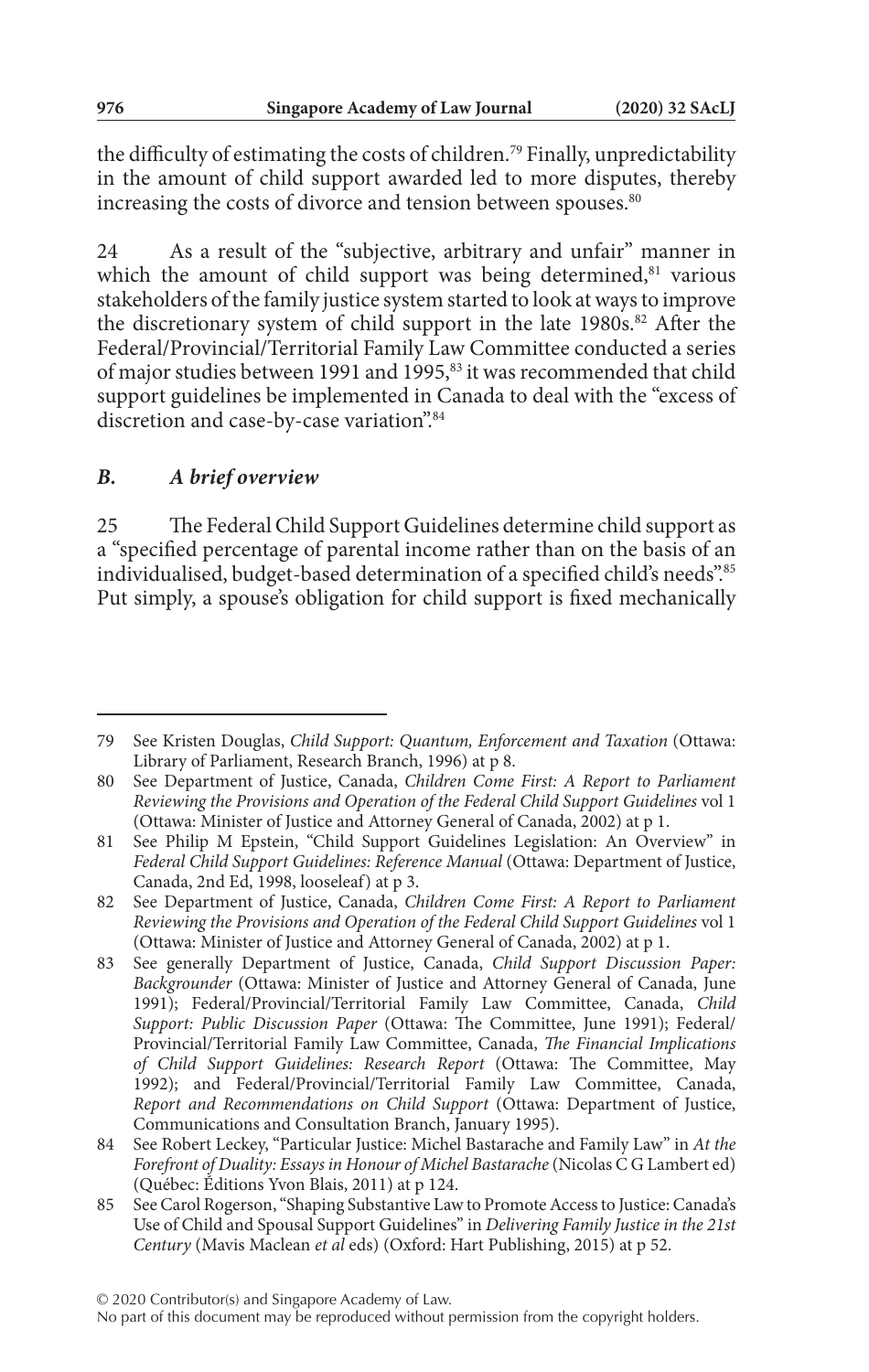the difficulty of estimating the costs of children.[79] Finally, unpredictability in the amount of child support awarded led to more disputes, thereby increasing the costs of divorce and tension between spouses.[80]

24 As a result of the "subjective, arbitrary and unfair" manner in which the amount of child support was being determined,[81] various stakeholders of the family justice system started to look at ways to improve the discretionary system of child support in the late 1980s.[82] After the Federal/Provincial/Territorial Family Law Committee conducted a series of major studies between 1991 and 1995,[83] it was recommended that child support guidelines be implemented in Canada to deal with the "excess of discretion and case-by-case variation".[84]

### *B. A brief overview*

25 The Federal Child Support Guidelines determine child support as a "specified percentage of parental income rather than on the basis of an individualised, budget-based determination of a specified child's needs".[85] Put simply, a spouse's obligation for child support is fixed mechanically

---

79 See Kristen Douglas, *Child Support: Quantum, Enforcement and Taxation* (Ottawa: Library of Parliament, Research Branch, 1996) at p 8.

80 See Department of Justice, Canada, *Children Come First: A Report to Parliament Reviewing the Provisions and Operation of the Federal Child Support Guidelines* vol 1 (Ottawa: Minister of Justice and Attorney General of Canada, 2002) at p 1.

81 See Philip M Epstein, "Child Support Guidelines Legislation: An Overview" in *Federal Child Support Guidelines: Reference Manual* (Ottawa: Department of Justice, Canada, 2nd Ed, 1998, looseleaf) at p 3.

82 See Department of Justice, Canada, *Children Come First: A Report to Parliament Reviewing the Provisions and Operation of the Federal Child Support Guidelines* vol 1 (Ottawa: Minister of Justice and Attorney General of Canada, 2002) at p 1.

83 See generally Department of Justice, Canada, *Child Support Discussion Paper: Backgrounder* (Ottawa: Minister of Justice and Attorney General of Canada, June 1991); Federal/Provincial/Territorial Family Law Committee, Canada, *Child Support: Public Discussion Paper* (Ottawa: The Committee, June 1991); Federal/Provincial/Territorial Family Law Committee, Canada, *The Financial Implications of Child Support Guidelines: Research Report* (Ottawa: The Committee, May 1992); and Federal/Provincial/Territorial Family Law Committee, Canada, *Report and Recommendations on Child Support* (Ottawa: Department of Justice, Communications and Consultation Branch, January 1995).

84 See Robert Leckey, "Particular Justice: Michel Bastarache and Family Law" in *At the Forefront of Duality: Essays in Honour of Michel Bastarache* (Nicolas C G Lambert ed) (Québec: Éditions Yvon Blais, 2011) at p 124.

85 See Carol Rogerson, "Shaping Substantive Law to Promote Access to Justice: Canada's Use of Child and Spousal Support Guidelines" in *Delivering Family Justice in the 21st Century* (Mavis Maclean *et al* eds) (Oxford: Hart Publishing, 2015) at p 52.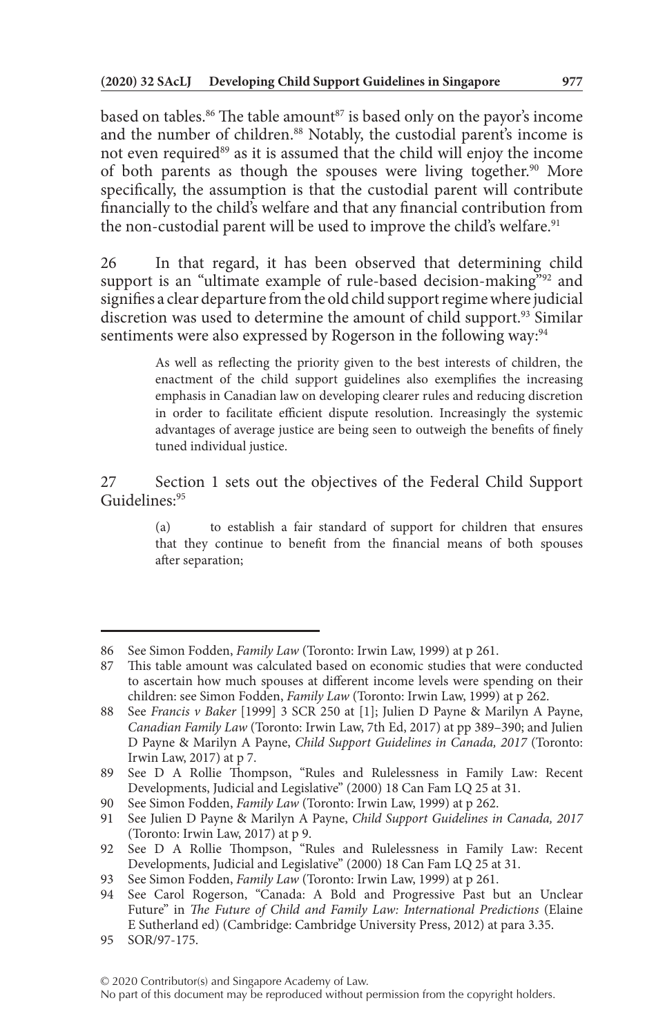based on tables.[86] The table amount[87] is based only on the payor's income and the number of children.[88] Notably, the custodial parent's income is not even required[89] as it is assumed that the child will enjoy the income of both parents as though the spouses were living together.[90] More specifically, the assumption is that the custodial parent will contribute financially to the child's welfare and that any financial contribution from the non-custodial parent will be used to improve the child's welfare.[91]

26 In that regard, it has been observed that determining child support is an "ultimate example of rule-based decision-making"[92] and signifies a clear departure from the old child support regime where judicial discretion was used to determine the amount of child support.[93] Similar sentiments were also expressed by Rogerson in the following way:[94]

> As well as reflecting the priority given to the best interests of children, the enactment of the child support guidelines also exemplifies the increasing emphasis in Canadian law on developing clearer rules and reducing discretion in order to facilitate efficient dispute resolution. Increasingly the systemic advantages of average justice are being seen to outweigh the benefits of finely tuned individual justice.

27 Section 1 sets out the objectives of the Federal Child Support Guidelines:[95]

> (a) to establish a fair standard of support for children that ensures that they continue to benefit from the financial means of both spouses after separation;

---

86 See Simon Fodden, *Family Law* (Toronto: Irwin Law, 1999) at p 261.

87 This table amount was calculated based on economic studies that were conducted to ascertain how much spouses at different income levels were spending on their children: see Simon Fodden, *Family Law* (Toronto: Irwin Law, 1999) at p 262.

88 See *Francis v Baker* [1999] 3 SCR 250 at [1]; Julien D Payne & Marilyn A Payne, *Canadian Family Law* (Toronto: Irwin Law, 7th Ed, 2017) at pp 389–390; and Julien D Payne & Marilyn A Payne, *Child Support Guidelines in Canada, 2017* (Toronto: Irwin Law, 2017) at p 7.

89 See D A Rollie Thompson, "Rules and Rulelessness in Family Law: Recent Developments, Judicial and Legislative" (2000) 18 Can Fam LQ 25 at 31.

90 See Simon Fodden, *Family Law* (Toronto: Irwin Law, 1999) at p 262.

91 See Julien D Payne & Marilyn A Payne, *Child Support Guidelines in Canada, 2017* (Toronto: Irwin Law, 2017) at p 9.

92 See D A Rollie Thompson, "Rules and Rulelessness in Family Law: Recent Developments, Judicial and Legislative" (2000) 18 Can Fam LQ 25 at 31.

93 See Simon Fodden, *Family Law* (Toronto: Irwin Law, 1999) at p 261.

94 See Carol Rogerson, "Canada: A Bold and Progressive Past but an Unclear Future" in *The Future of Child and Family Law: International Predictions* (Elaine E Sutherland ed) (Cambridge: Cambridge University Press, 2012) at para 3.35.

95 SOR/97-175.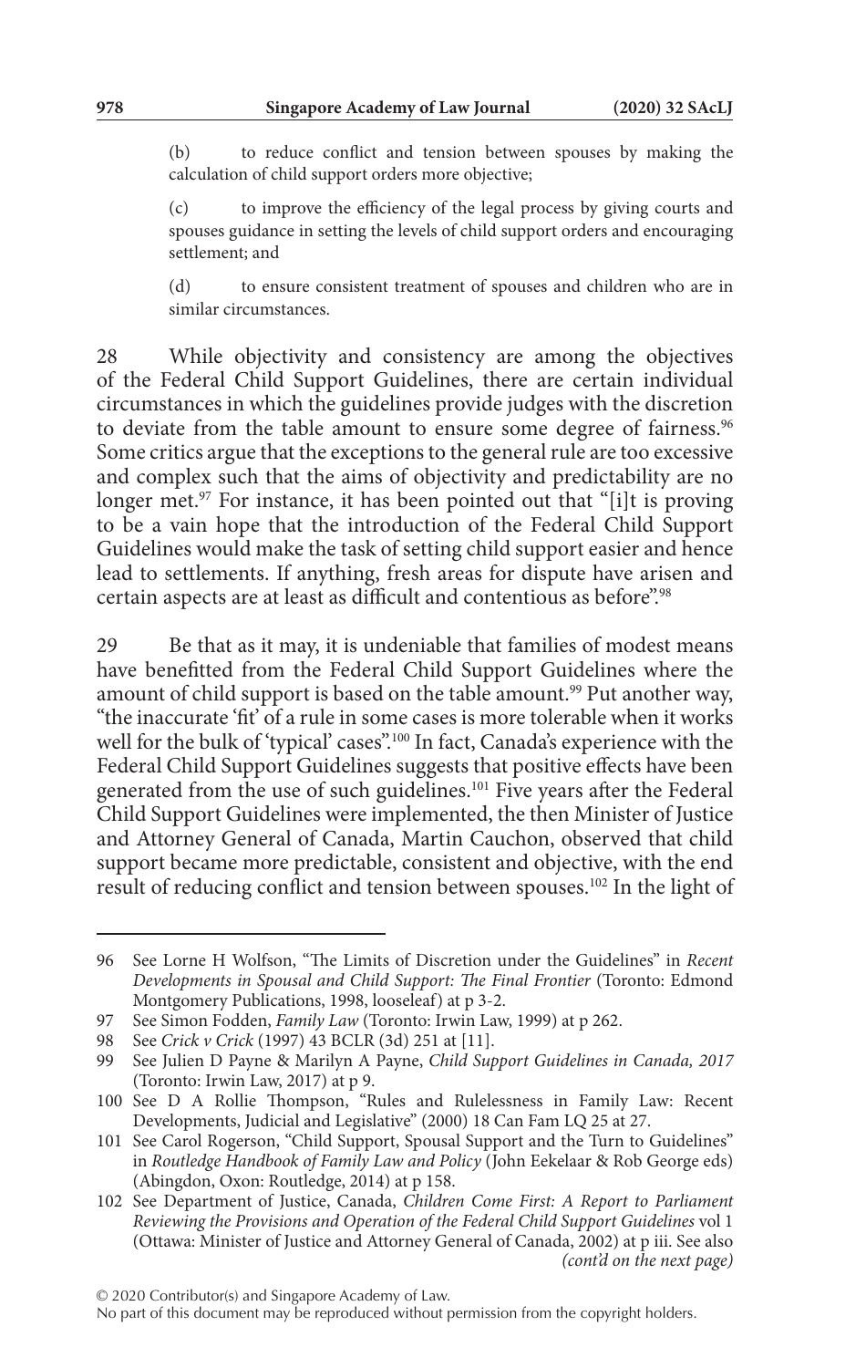(b) to reduce conflict and tension between spouses by making the calculation of child support orders more objective;

(c) to improve the efficiency of the legal process by giving courts and spouses guidance in setting the levels of child support orders and encouraging settlement; and

(d) to ensure consistent treatment of spouses and children who are in similar circumstances.

28 While objectivity and consistency are among the objectives of the Federal Child Support Guidelines, there are certain individual circumstances in which the guidelines provide judges with the discretion to deviate from the table amount to ensure some degree of fairness.[96] Some critics argue that the exceptions to the general rule are too excessive and complex such that the aims of objectivity and predictability are no longer met.[97] For instance, it has been pointed out that "[i]t is proving to be a vain hope that the introduction of the Federal Child Support Guidelines would make the task of setting child support easier and hence lead to settlements. If anything, fresh areas for dispute have arisen and certain aspects are at least as difficult and contentious as before".[98]

29 Be that as it may, it is undeniable that families of modest means have benefitted from the Federal Child Support Guidelines where the amount of child support is based on the table amount.[99] Put another way, "the inaccurate 'fit' of a rule in some cases is more tolerable when it works well for the bulk of 'typical' cases".[100] In fact, Canada's experience with the Federal Child Support Guidelines suggests that positive effects have been generated from the use of such guidelines.[101] Five years after the Federal Child Support Guidelines were implemented, the then Minister of Justice and Attorney General of Canada, Martin Cauchon, observed that child support became more predictable, consistent and objective, with the end result of reducing conflict and tension between spouses.[102] In the light of

---

96 See Lorne H Wolfson, "The Limits of Discretion under the Guidelines" in *Recent Developments in Spousal and Child Support: The Final Frontier* (Toronto: Edmond Montgomery Publications, 1998, looseleaf) at p 3-2.

97 See Simon Fodden, *Family Law* (Toronto: Irwin Law, 1999) at p 262.

98 See *Crick v Crick* (1997) 43 BCLR (3d) 251 at [11].

99 See Julien D Payne & Marilyn A Payne, *Child Support Guidelines in Canada, 2017* (Toronto: Irwin Law, 2017) at p 9.

100 See D A Rollie Thompson, "Rules and Rulelessness in Family Law: Recent Developments, Judicial and Legislative" (2000) 18 Can Fam LQ 25 at 27.

101 See Carol Rogerson, "Child Support, Spousal Support and the Turn to Guidelines" in *Routledge Handbook of Family Law and Policy* (John Eekelaar & Rob George eds) (Abingdon, Oxon: Routledge, 2014) at p 158.

102 See Department of Justice, Canada, *Children Come First: A Report to Parliament Reviewing the Provisions and Operation of the Federal Child Support Guidelines* vol 1 (Ottawa: Minister of Justice and Attorney General of Canada, 2002) at p iii. See also *(cont'd on the next page)*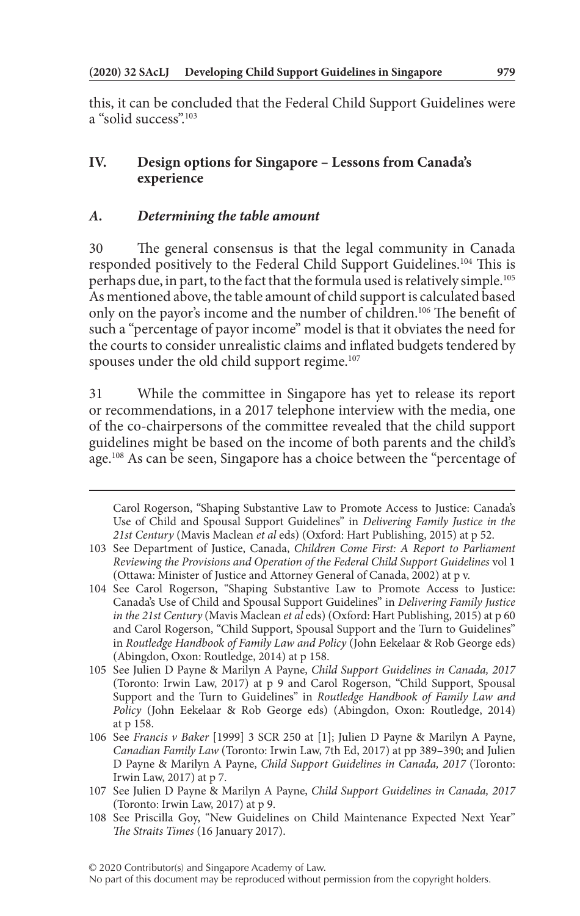this, it can be concluded that the Federal Child Support Guidelines were a "solid success".[103]

## IV. Design options for Singapore – Lessons from Canada's experience

### *A. Determining the table amount*

30 The general consensus is that the legal community in Canada responded positively to the Federal Child Support Guidelines.[104] This is perhaps due, in part, to the fact that the formula used is relatively simple.[105] As mentioned above, the table amount of child support is calculated based only on the payor's income and the number of children.[106] The benefit of such a "percentage of payor income" model is that it obviates the need for the courts to consider unrealistic claims and inflated budgets tendered by spouses under the old child support regime.[107]

31 While the committee in Singapore has yet to release its report or recommendations, in a 2017 telephone interview with the media, one of the co-chairpersons of the committee revealed that the child support guidelines might be based on the income of both parents and the child's age.[108] As can be seen, Singapore has a choice between the "percentage of

---

Carol Rogerson, "Shaping Substantive Law to Promote Access to Justice: Canada's Use of Child and Spousal Support Guidelines" in *Delivering Family Justice in the 21st Century* (Mavis Maclean *et al* eds) (Oxford: Hart Publishing, 2015) at p 52.

103 See Department of Justice, Canada, *Children Come First: A Report to Parliament Reviewing the Provisions and Operation of the Federal Child Support Guidelines* vol 1 (Ottawa: Minister of Justice and Attorney General of Canada, 2002) at p v.

104 See Carol Rogerson, "Shaping Substantive Law to Promote Access to Justice: Canada's Use of Child and Spousal Support Guidelines" in *Delivering Family Justice in the 21st Century* (Mavis Maclean *et al* eds) (Oxford: Hart Publishing, 2015) at p 60 and Carol Rogerson, "Child Support, Spousal Support and the Turn to Guidelines" in *Routledge Handbook of Family Law and Policy* (John Eekelaar & Rob George eds) (Abingdon, Oxon: Routledge, 2014) at p 158.

105 See Julien D Payne & Marilyn A Payne, *Child Support Guidelines in Canada, 2017* (Toronto: Irwin Law, 2017) at p 9 and Carol Rogerson, "Child Support, Spousal Support and the Turn to Guidelines" in *Routledge Handbook of Family Law and Policy* (John Eekelaar & Rob George eds) (Abingdon, Oxon: Routledge, 2014) at p 158.

106 See *Francis v Baker* [1999] 3 SCR 250 at [1]; Julien D Payne & Marilyn A Payne, *Canadian Family Law* (Toronto: Irwin Law, 7th Ed, 2017) at pp 389–390; and Julien D Payne & Marilyn A Payne, *Child Support Guidelines in Canada, 2017* (Toronto: Irwin Law, 2017) at p 7.

107 See Julien D Payne & Marilyn A Payne, *Child Support Guidelines in Canada, 2017* (Toronto: Irwin Law, 2017) at p 9.

108 See Priscilla Goy, "New Guidelines on Child Maintenance Expected Next Year" *The Straits Times* (16 January 2017).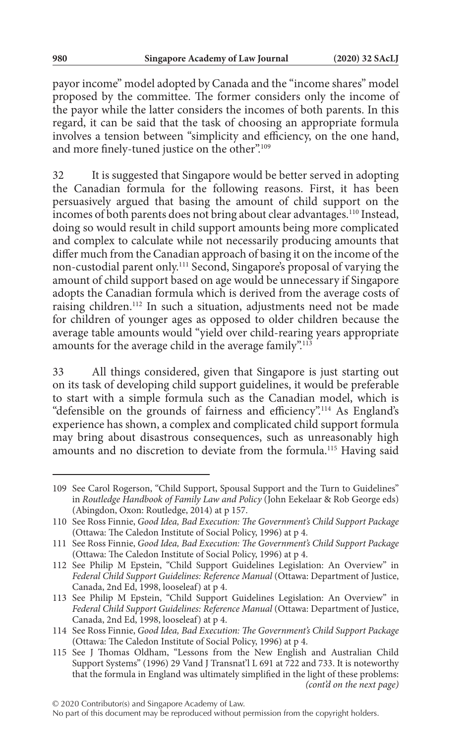payor income" model adopted by Canada and the "income shares" model proposed by the committee. The former considers only the income of the payor while the latter considers the incomes of both parents. In this regard, it can be said that the task of choosing an appropriate formula involves a tension between "simplicity and efficiency, on the one hand, and more finely-tuned justice on the other".[109]

32 It is suggested that Singapore would be better served in adopting the Canadian formula for the following reasons. First, it has been persuasively argued that basing the amount of child support on the incomes of both parents does not bring about clear advantages.[110] Instead, doing so would result in child support amounts being more complicated and complex to calculate while not necessarily producing amounts that differ much from the Canadian approach of basing it on the income of the non-custodial parent only.[111] Second, Singapore's proposal of varying the amount of child support based on age would be unnecessary if Singapore adopts the Canadian formula which is derived from the average costs of raising children.[112] In such a situation, adjustments need not be made for children of younger ages as opposed to older children because the average table amounts would "yield over child-rearing years appropriate amounts for the average child in the average family".[113]

33 All things considered, given that Singapore is just starting out on its task of developing child support guidelines, it would be preferable to start with a simple formula such as the Canadian model, which is "defensible on the grounds of fairness and efficiency".[114] As England's experience has shown, a complex and complicated child support formula may bring about disastrous consequences, such as unreasonably high amounts and no discretion to deviate from the formula.[115] Having said

---

109 See Carol Rogerson, "Child Support, Spousal Support and the Turn to Guidelines" in *Routledge Handbook of Family Law and Policy* (John Eekelaar & Rob George eds) (Abingdon, Oxon: Routledge, 2014) at p 157.

110 See Ross Finnie, *Good Idea, Bad Execution: The Government's Child Support Package* (Ottawa: The Caledon Institute of Social Policy, 1996) at p 4.

111 See Ross Finnie, *Good Idea, Bad Execution: The Government's Child Support Package* (Ottawa: The Caledon Institute of Social Policy, 1996) at p 4.

112 See Philip M Epstein, "Child Support Guidelines Legislation: An Overview" in *Federal Child Support Guidelines: Reference Manual* (Ottawa: Department of Justice, Canada, 2nd Ed, 1998, looseleaf) at p 4.

113 See Philip M Epstein, "Child Support Guidelines Legislation: An Overview" in *Federal Child Support Guidelines: Reference Manual* (Ottawa: Department of Justice, Canada, 2nd Ed, 1998, looseleaf) at p 4.

114 See Ross Finnie, *Good Idea, Bad Execution: The Government's Child Support Package* (Ottawa: The Caledon Institute of Social Policy, 1996) at p 4.

115 See J Thomas Oldham, "Lessons from the New English and Australian Child Support Systems" (1996) 29 Vand J Transnat'l L 691 at 722 and 733. It is noteworthy that the formula in England was ultimately simplified in the light of these problems: *(cont'd on the next page)*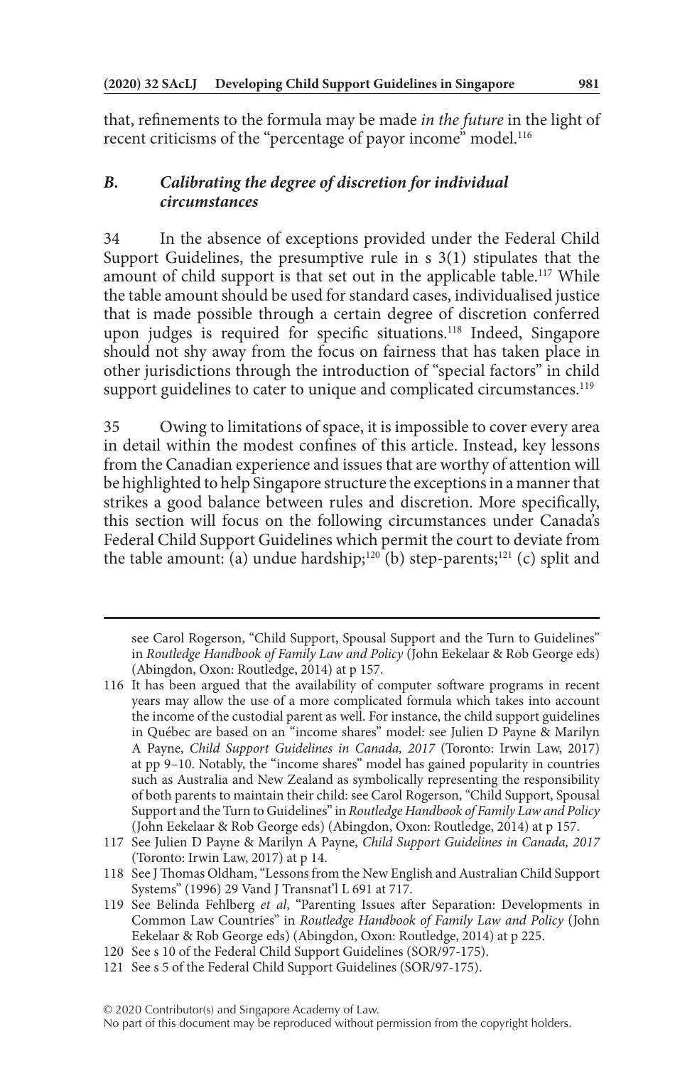that, refinements to the formula may be made *in the future* in the light of recent criticisms of the "percentage of payor income" model.[116]

### *B. Calibrating the degree of discretion for individual circumstances*

34 In the absence of exceptions provided under the Federal Child Support Guidelines, the presumptive rule in s 3(1) stipulates that the amount of child support is that set out in the applicable table.[117] While the table amount should be used for standard cases, individualised justice that is made possible through a certain degree of discretion conferred upon judges is required for specific situations.[118] Indeed, Singapore should not shy away from the focus on fairness that has taken place in other jurisdictions through the introduction of "special factors" in child support guidelines to cater to unique and complicated circumstances.[119]

35 Owing to limitations of space, it is impossible to cover every area in detail within the modest confines of this article. Instead, key lessons from the Canadian experience and issues that are worthy of attention will be highlighted to help Singapore structure the exceptions in a manner that strikes a good balance between rules and discretion. More specifically, this section will focus on the following circumstances under Canada's Federal Child Support Guidelines which permit the court to deviate from the table amount: (a) undue hardship;[120] (b) step-parents;[121] (c) split and

---

see Carol Rogerson, "Child Support, Spousal Support and the Turn to Guidelines" in *Routledge Handbook of Family Law and Policy* (John Eekelaar & Rob George eds) (Abingdon, Oxon: Routledge, 2014) at p 157.

116 It has been argued that the availability of computer software programs in recent years may allow the use of a more complicated formula which takes into account the income of the custodial parent as well. For instance, the child support guidelines in Québec are based on an "income shares" model: see Julien D Payne & Marilyn A Payne, *Child Support Guidelines in Canada, 2017* (Toronto: Irwin Law, 2017) at pp 9–10. Notably, the "income shares" model has gained popularity in countries such as Australia and New Zealand as symbolically representing the responsibility of both parents to maintain their child: see Carol Rogerson, "Child Support, Spousal Support and the Turn to Guidelines" in *Routledge Handbook of Family Law and Policy* (John Eekelaar & Rob George eds) (Abingdon, Oxon: Routledge, 2014) at p 157.

117 See Julien D Payne & Marilyn A Payne, *Child Support Guidelines in Canada, 2017* (Toronto: Irwin Law, 2017) at p 14.

118 See J Thomas Oldham, "Lessons from the New English and Australian Child Support Systems" (1996) 29 Vand J Transnat'l L 691 at 717.

119 See Belinda Fehlberg *et al*, "Parenting Issues after Separation: Developments in Common Law Countries" in *Routledge Handbook of Family Law and Policy* (John Eekelaar & Rob George eds) (Abingdon, Oxon: Routledge, 2014) at p 225.

120 See s 10 of the Federal Child Support Guidelines (SOR/97-175).

121 See s 5 of the Federal Child Support Guidelines (SOR/97-175).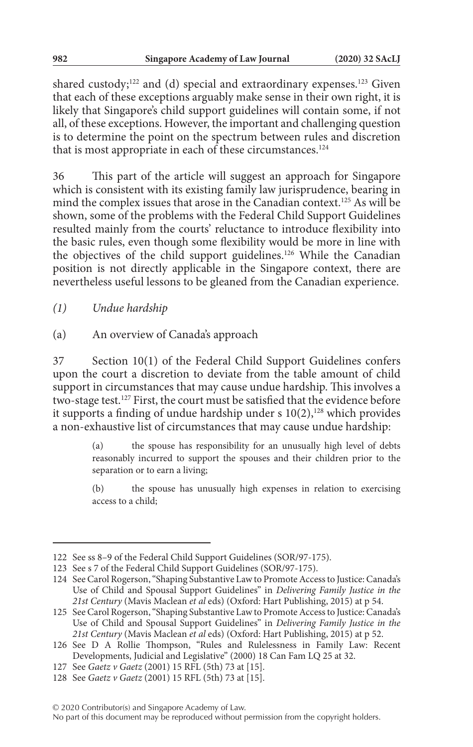shared custody;[122] and (d) special and extraordinary expenses.[123] Given that each of these exceptions arguably make sense in their own right, it is likely that Singapore's child support guidelines will contain some, if not all, of these exceptions. However, the important and challenging question is to determine the point on the spectrum between rules and discretion that is most appropriate in each of these circumstances.[124]

36 This part of the article will suggest an approach for Singapore which is consistent with its existing family law jurisprudence, bearing in mind the complex issues that arose in the Canadian context.[125] As will be shown, some of the problems with the Federal Child Support Guidelines resulted mainly from the courts' reluctance to introduce flexibility into the basic rules, even though some flexibility would be more in line with the objectives of the child support guidelines.[126] While the Canadian position is not directly applicable in the Singapore context, there are nevertheless useful lessons to be gleaned from the Canadian experience.

*(1) Undue hardship*

(a) An overview of Canada's approach

37 Section 10(1) of the Federal Child Support Guidelines confers upon the court a discretion to deviate from the table amount of child support in circumstances that may cause undue hardship. This involves a two-stage test.[127] First, the court must be satisfied that the evidence before it supports a finding of undue hardship under s 10(2),[128] which provides a non-exhaustive list of circumstances that may cause undue hardship:

> (a) the spouse has responsibility for an unusually high level of debts reasonably incurred to support the spouses and their children prior to the separation or to earn a living;
>
> (b) the spouse has unusually high expenses in relation to exercising access to a child;

---

122 See ss 8–9 of the Federal Child Support Guidelines (SOR/97-175).

123 See s 7 of the Federal Child Support Guidelines (SOR/97-175).

124 See Carol Rogerson, "Shaping Substantive Law to Promote Access to Justice: Canada's Use of Child and Spousal Support Guidelines" in *Delivering Family Justice in the 21st Century* (Mavis Maclean *et al* eds) (Oxford: Hart Publishing, 2015) at p 54.

125 See Carol Rogerson, "Shaping Substantive Law to Promote Access to Justice: Canada's Use of Child and Spousal Support Guidelines" in *Delivering Family Justice in the 21st Century* (Mavis Maclean *et al* eds) (Oxford: Hart Publishing, 2015) at p 52.

126 See D A Rollie Thompson, "Rules and Rulelessness in Family Law: Recent Developments, Judicial and Legislative" (2000) 18 Can Fam LQ 25 at 32.

127 See *Gaetz v Gaetz* (2001) 15 RFL (5th) 73 at [15].

128 See *Gaetz v Gaetz* (2001) 15 RFL (5th) 73 at [15].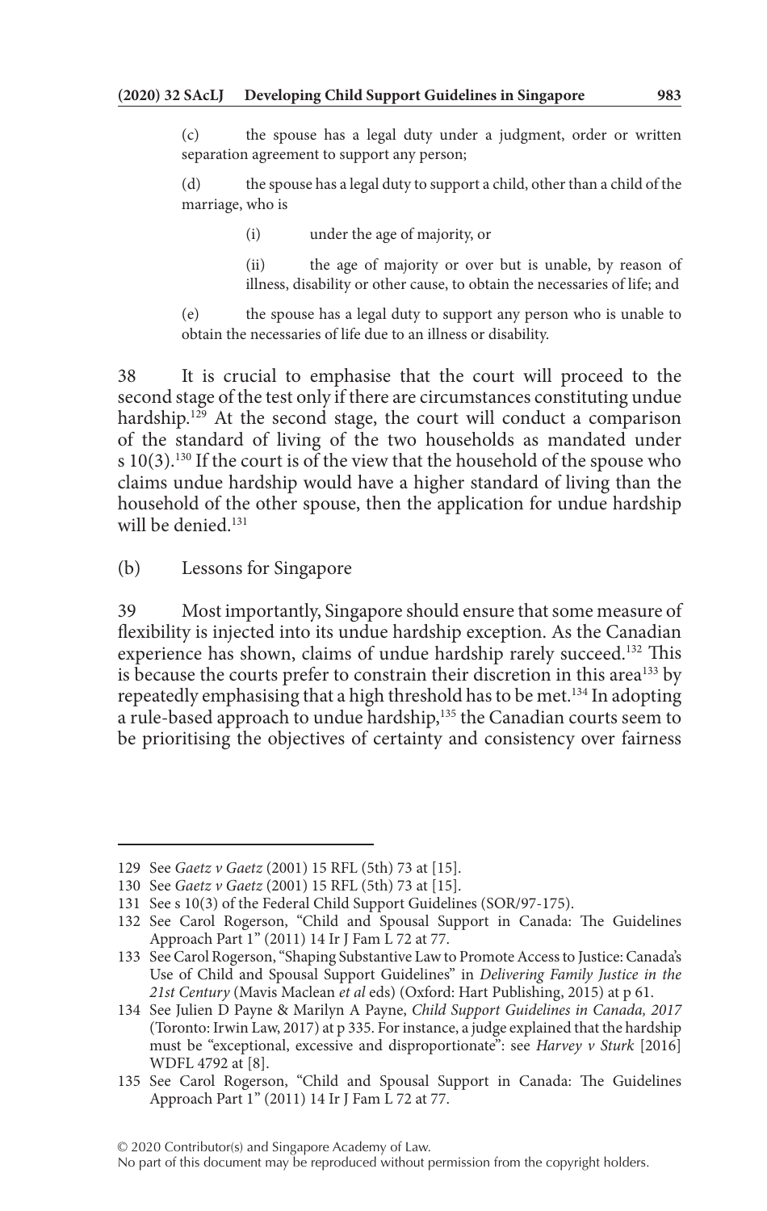(c) the spouse has a legal duty under a judgment, order or written separation agreement to support any person;

(d) the spouse has a legal duty to support a child, other than a child of the marriage, who is

(i) under the age of majority, or

(ii) the age of majority or over but is unable, by reason of illness, disability or other cause, to obtain the necessaries of life; and

(e) the spouse has a legal duty to support any person who is unable to obtain the necessaries of life due to an illness or disability.

38 It is crucial to emphasise that the court will proceed to the second stage of the test only if there are circumstances constituting undue hardship.[129] At the second stage, the court will conduct a comparison of the standard of living of the two households as mandated under s 10(3).[130] If the court is of the view that the household of the spouse who claims undue hardship would have a higher standard of living than the household of the other spouse, then the application for undue hardship will be denied.[131]

(b) Lessons for Singapore

39 Most importantly, Singapore should ensure that some measure of flexibility is injected into its undue hardship exception. As the Canadian experience has shown, claims of undue hardship rarely succeed.[132] This is because the courts prefer to constrain their discretion in this area[133] by repeatedly emphasising that a high threshold has to be met.[134] In adopting a rule-based approach to undue hardship,[135] the Canadian courts seem to be prioritising the objectives of certainty and consistency over fairness

---

129 See *Gaetz v Gaetz* (2001) 15 RFL (5th) 73 at [15].

130 See *Gaetz v Gaetz* (2001) 15 RFL (5th) 73 at [15].

131 See s 10(3) of the Federal Child Support Guidelines (SOR/97-175).

132 See Carol Rogerson, "Child and Spousal Support in Canada: The Guidelines Approach Part 1" (2011) 14 Ir J Fam L 72 at 77.

133 See Carol Rogerson, "Shaping Substantive Law to Promote Access to Justice: Canada's Use of Child and Spousal Support Guidelines" in *Delivering Family Justice in the 21st Century* (Mavis Maclean *et al* eds) (Oxford: Hart Publishing, 2015) at p 61.

134 See Julien D Payne & Marilyn A Payne, *Child Support Guidelines in Canada, 2017* (Toronto: Irwin Law, 2017) at p 335. For instance, a judge explained that the hardship must be "exceptional, excessive and disproportionate": see *Harvey v Sturk* [2016] WDFL 4792 at [8].

135 See Carol Rogerson, "Child and Spousal Support in Canada: The Guidelines Approach Part 1" (2011) 14 Ir J Fam L 72 at 77.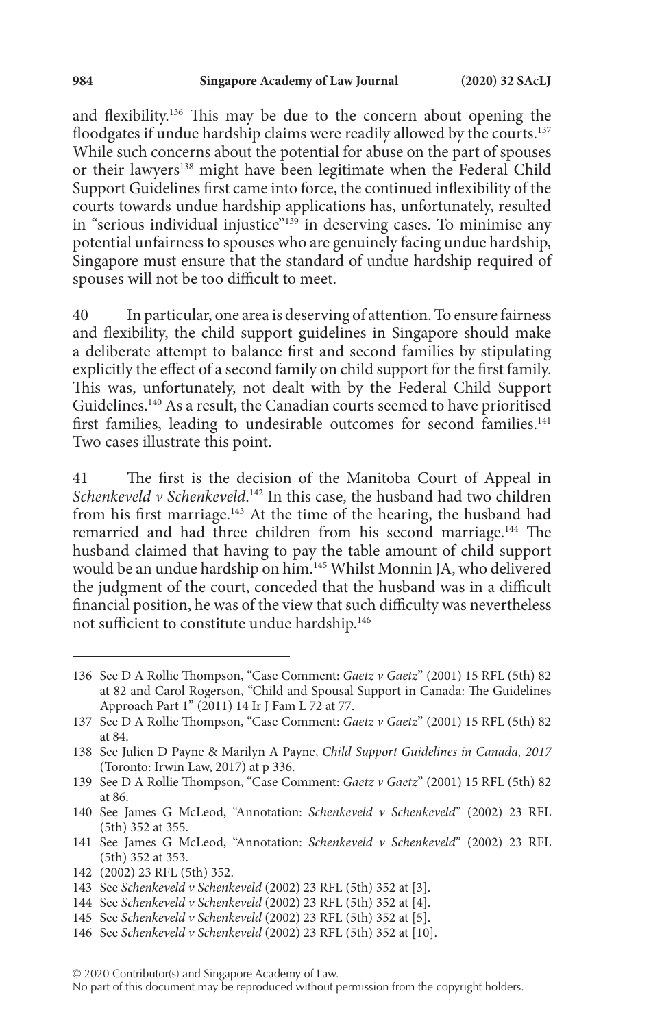and flexibility.[136] This may be due to the concern about opening the floodgates if undue hardship claims were readily allowed by the courts.[137] While such concerns about the potential for abuse on the part of spouses or their lawyers[138] might have been legitimate when the Federal Child Support Guidelines first came into force, the continued inflexibility of the courts towards undue hardship applications has, unfortunately, resulted in "serious individual injustice"[139] in deserving cases. To minimise any potential unfairness to spouses who are genuinely facing undue hardship, Singapore must ensure that the standard of undue hardship required of spouses will not be too difficult to meet.

40 In particular, one area is deserving of attention. To ensure fairness and flexibility, the child support guidelines in Singapore should make a deliberate attempt to balance first and second families by stipulating explicitly the effect of a second family on child support for the first family. This was, unfortunately, not dealt with by the Federal Child Support Guidelines.[140] As a result, the Canadian courts seemed to have prioritised first families, leading to undesirable outcomes for second families.[141] Two cases illustrate this point.

41 The first is the decision of the Manitoba Court of Appeal in *Schenkeveld v Schenkeveld*.[142] In this case, the husband had two children from his first marriage.[143] At the time of the hearing, the husband had remarried and had three children from his second marriage.[144] The husband claimed that having to pay the table amount of child support would be an undue hardship on him.[145] Whilst Monnin JA, who delivered the judgment of the court, conceded that the husband was in a difficult financial position, he was of the view that such difficulty was nevertheless not sufficient to constitute undue hardship.[146]

---

136 See D A Rollie Thompson, "Case Comment: *Gaetz v Gaetz*" (2001) 15 RFL (5th) 82 at 82 and Carol Rogerson, "Child and Spousal Support in Canada: The Guidelines Approach Part 1" (2011) 14 Ir J Fam L 72 at 77.

137 See D A Rollie Thompson, "Case Comment: *Gaetz v Gaetz*" (2001) 15 RFL (5th) 82 at 84.

138 See Julien D Payne & Marilyn A Payne, *Child Support Guidelines in Canada, 2017* (Toronto: Irwin Law, 2017) at p 336.

139 See D A Rollie Thompson, "Case Comment: *Gaetz v Gaetz*" (2001) 15 RFL (5th) 82 at 86.

140 See James G McLeod, "Annotation: *Schenkeveld v Schenkeveld*" (2002) 23 RFL (5th) 352 at 355.

141 See James G McLeod, "Annotation: *Schenkeveld v Schenkeveld*" (2002) 23 RFL (5th) 352 at 353.

142 (2002) 23 RFL (5th) 352.

143 See *Schenkeveld v Schenkeveld* (2002) 23 RFL (5th) 352 at [3].

144 See *Schenkeveld v Schenkeveld* (2002) 23 RFL (5th) 352 at [4].

145 See *Schenkeveld v Schenkeveld* (2002) 23 RFL (5th) 352 at [5].

146 See *Schenkeveld v Schenkeveld* (2002) 23 RFL (5th) 352 at [10].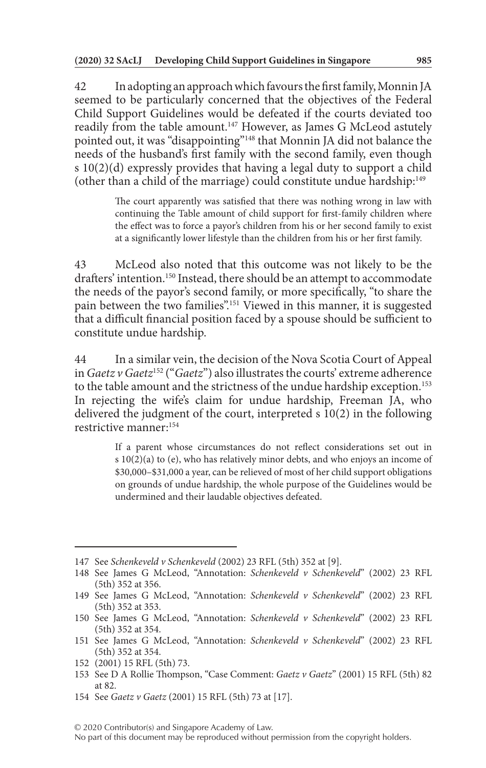42 In adopting an approach which favours the first family, Monnin JA seemed to be particularly concerned that the objectives of the Federal Child Support Guidelines would be defeated if the courts deviated too readily from the table amount.[147] However, as James G McLeod astutely pointed out, it was "disappointing"[148] that Monnin JA did not balance the needs of the husband's first family with the second family, even though s 10(2)(d) expressly provides that having a legal duty to support a child (other than a child of the marriage) could constitute undue hardship:[149]

> The court apparently was satisfied that there was nothing wrong in law with continuing the Table amount of child support for first-family children where the effect was to force a payor's children from his or her second family to exist at a significantly lower lifestyle than the children from his or her first family.

43 McLeod also noted that this outcome was not likely to be the drafters' intention.[150] Instead, there should be an attempt to accommodate the needs of the payor's second family, or more specifically, "to share the pain between the two families".[151] Viewed in this manner, it is suggested that a difficult financial position faced by a spouse should be sufficient to constitute undue hardship.

44 In a similar vein, the decision of the Nova Scotia Court of Appeal in *Gaetz v Gaetz*[152] ("*Gaetz*") also illustrates the courts' extreme adherence to the table amount and the strictness of the undue hardship exception.[153] In rejecting the wife's claim for undue hardship, Freeman JA, who delivered the judgment of the court, interpreted s 10(2) in the following restrictive manner:[154]

> If a parent whose circumstances do not reflect considerations set out in s 10(2)(a) to (e), who has relatively minor debts, and who enjoys an income of $30,000–$31,000 a year, can be relieved of most of her child support obligations on grounds of undue hardship, the whole purpose of the Guidelines would be undermined and their laudable objectives defeated.

---

147 See *Schenkeveld v Schenkeveld* (2002) 23 RFL (5th) 352 at [9].

148 See James G McLeod, "Annotation: *Schenkeveld v Schenkeveld*" (2002) 23 RFL (5th) 352 at 356.

149 See James G McLeod, "Annotation: *Schenkeveld v Schenkeveld*" (2002) 23 RFL (5th) 352 at 353.

150 See James G McLeod, "Annotation: *Schenkeveld v Schenkeveld*" (2002) 23 RFL (5th) 352 at 354.

151 See James G McLeod, "Annotation: *Schenkeveld v Schenkeveld*" (2002) 23 RFL (5th) 352 at 354.

152 (2001) 15 RFL (5th) 73.

153 See D A Rollie Thompson, "Case Comment: *Gaetz v Gaetz*" (2001) 15 RFL (5th) 82 at 82.

154 See *Gaetz v Gaetz* (2001) 15 RFL (5th) 73 at [17].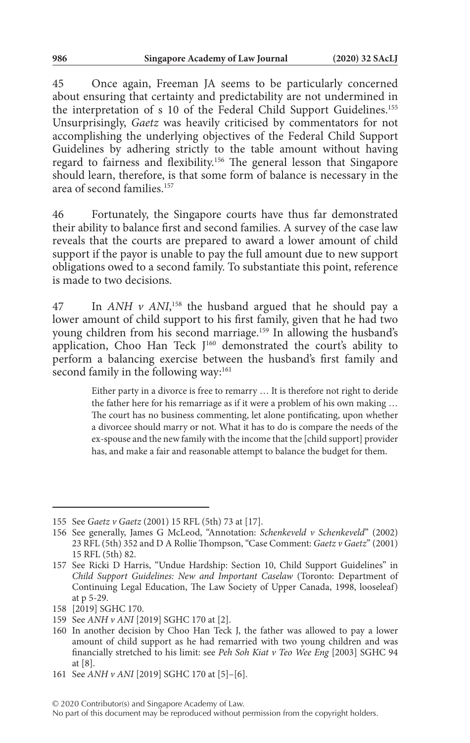45 Once again, Freeman JA seems to be particularly concerned about ensuring that certainty and predictability are not undermined in the interpretation of s 10 of the Federal Child Support Guidelines.[155] Unsurprisingly, *Gaetz* was heavily criticised by commentators for not accomplishing the underlying objectives of the Federal Child Support Guidelines by adhering strictly to the table amount without having regard to fairness and flexibility.[156] The general lesson that Singapore should learn, therefore, is that some form of balance is necessary in the area of second families.[157]

46 Fortunately, the Singapore courts have thus far demonstrated their ability to balance first and second families. A survey of the case law reveals that the courts are prepared to award a lower amount of child support if the payor is unable to pay the full amount due to new support obligations owed to a second family. To substantiate this point, reference is made to two decisions.

47 In *ANH v ANI*,[158] the husband argued that he should pay a lower amount of child support to his first family, given that he had two young children from his second marriage.[159] In allowing the husband's application, Choo Han Teck J[160] demonstrated the court's ability to perform a balancing exercise between the husband's first family and second family in the following way:[161]

> Either party in a divorce is free to remarry … It is therefore not right to deride the father here for his remarriage as if it were a problem of his own making … The court has no business commenting, let alone pontificating, upon whether a divorcee should marry or not. What it has to do is compare the needs of the ex-spouse and the new family with the income that the [child support] provider has, and make a fair and reasonable attempt to balance the budget for them.

---

155 See *Gaetz v Gaetz* (2001) 15 RFL (5th) 73 at [17].

156 See generally, James G McLeod, "Annotation: *Schenkeveld v Schenkeveld*" (2002) 23 RFL (5th) 352 and D A Rollie Thompson, "Case Comment: *Gaetz v Gaetz*" (2001) 15 RFL (5th) 82.

157 See Ricki D Harris, "Undue Hardship: Section 10, Child Support Guidelines" in *Child Support Guidelines: New and Important Caselaw* (Toronto: Department of Continuing Legal Education, The Law Society of Upper Canada, 1998, looseleaf) at p 5-29.

158 [2019] SGHC 170.

159 See *ANH v ANI* [2019] SGHC 170 at [2].

160 In another decision by Choo Han Teck J, the father was allowed to pay a lower amount of child support as he had remarried with two young children and was financially stretched to his limit: see *Peh Soh Kiat v Teo Wee Eng* [2003] SGHC 94 at [8].

161 See *ANH v ANI* [2019] SGHC 170 at [5]–[6].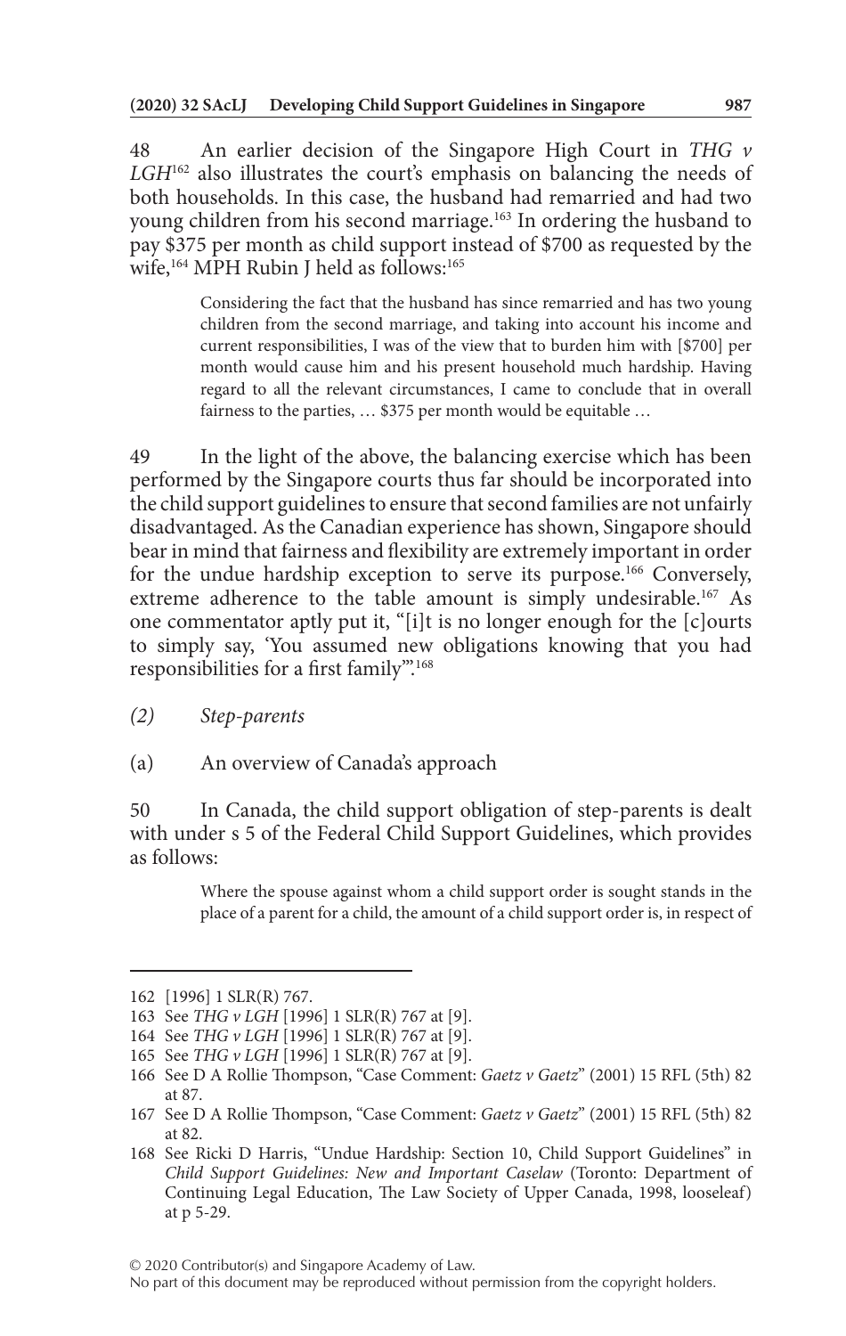48 An earlier decision of the Singapore High Court in *THG v LGH*[162] also illustrates the court's emphasis on balancing the needs of both households. In this case, the husband had remarried and had two young children from his second marriage.[163] In ordering the husband to pay $375 per month as child support instead of $700 as requested by the wife,[164] MPH Rubin J held as follows:[165]

> Considering the fact that the husband has since remarried and has two young children from the second marriage, and taking into account his income and current responsibilities, I was of the view that to burden him with [$700] per month would cause him and his present household much hardship. Having regard to all the relevant circumstances, I came to conclude that in overall fairness to the parties, … $375 per month would be equitable …

49 In the light of the above, the balancing exercise which has been performed by the Singapore courts thus far should be incorporated into the child support guidelines to ensure that second families are not unfairly disadvantaged. As the Canadian experience has shown, Singapore should bear in mind that fairness and flexibility are extremely important in order for the undue hardship exception to serve its purpose.[166] Conversely, extreme adherence to the table amount is simply undesirable.[167] As one commentator aptly put it, "[i]t is no longer enough for the [c]ourts to simply say, 'You assumed new obligations knowing that you had responsibilities for a first family'".[168]

*(2) Step-parents*

(a) An overview of Canada's approach

50 In Canada, the child support obligation of step-parents is dealt with under s 5 of the Federal Child Support Guidelines, which provides as follows:

> Where the spouse against whom a child support order is sought stands in the place of a parent for a child, the amount of a child support order is, in respect of

---

162 [1996] 1 SLR(R) 767.

163 See *THG v LGH* [1996] 1 SLR(R) 767 at [9].

164 See *THG v LGH* [1996] 1 SLR(R) 767 at [9].

165 See *THG v LGH* [1996] 1 SLR(R) 767 at [9].

166 See D A Rollie Thompson, "Case Comment: *Gaetz v Gaetz*" (2001) 15 RFL (5th) 82 at 87.

167 See D A Rollie Thompson, "Case Comment: *Gaetz v Gaetz*" (2001) 15 RFL (5th) 82 at 82.

168 See Ricki D Harris, "Undue Hardship: Section 10, Child Support Guidelines" in *Child Support Guidelines: New and Important Caselaw* (Toronto: Department of Continuing Legal Education, The Law Society of Upper Canada, 1998, looseleaf) at p 5-29.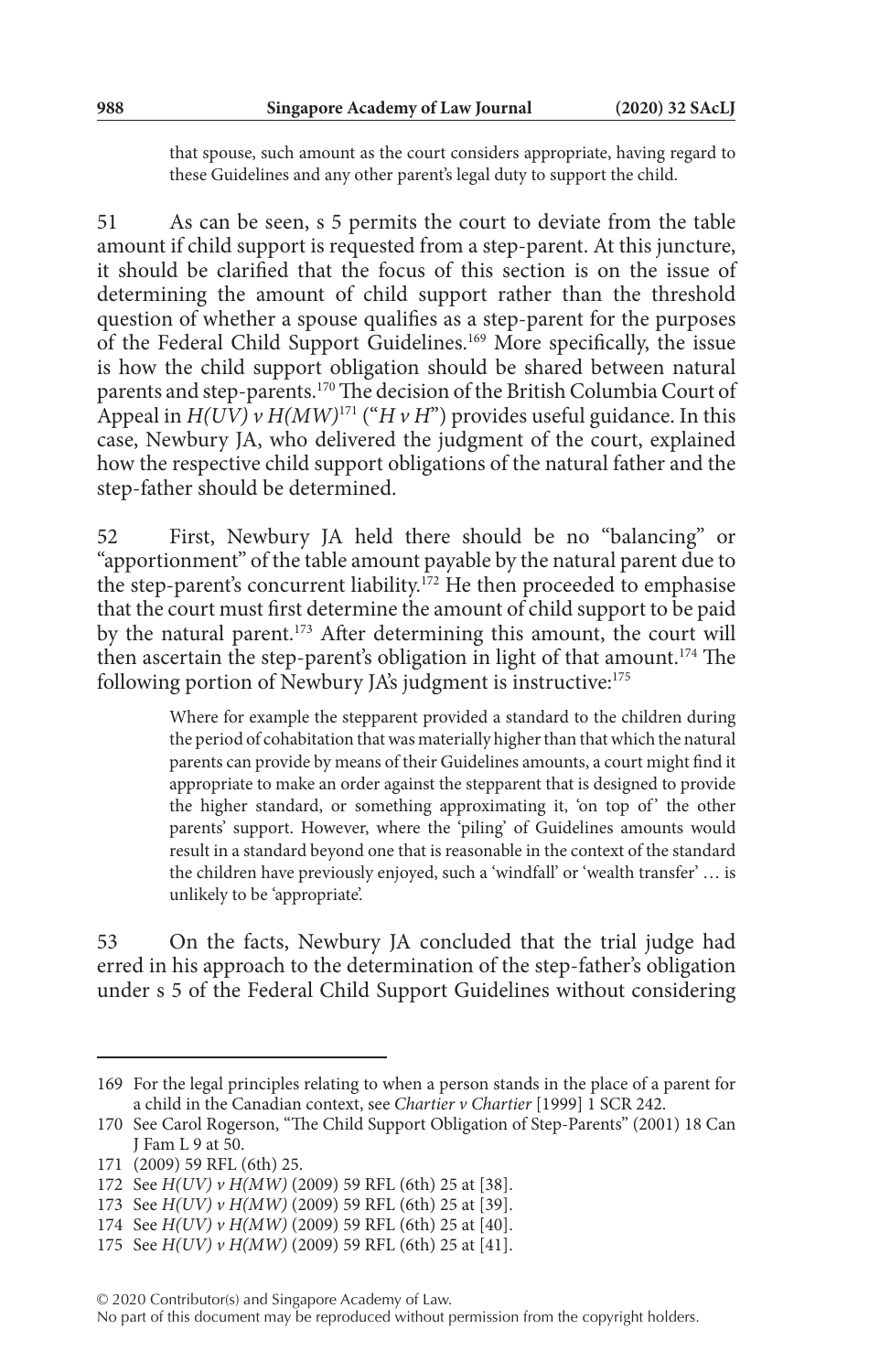> that spouse, such amount as the court considers appropriate, having regard to these Guidelines and any other parent's legal duty to support the child.

51 As can be seen, s 5 permits the court to deviate from the table amount if child support is requested from a step-parent. At this juncture, it should be clarified that the focus of this section is on the issue of determining the amount of child support rather than the threshold question of whether a spouse qualifies as a step-parent for the purposes of the Federal Child Support Guidelines.[169] More specifically, the issue is how the child support obligation should be shared between natural parents and step-parents.[170] The decision of the British Columbia Court of Appeal in *H(UV) v H(MW)*[171] ("*H v H*") provides useful guidance. In this case, Newbury JA, who delivered the judgment of the court, explained how the respective child support obligations of the natural father and the step-father should be determined.

52 First, Newbury JA held there should be no "balancing" or "apportionment" of the table amount payable by the natural parent due to the step-parent's concurrent liability.[172] He then proceeded to emphasise that the court must first determine the amount of child support to be paid by the natural parent.[173] After determining this amount, the court will then ascertain the step-parent's obligation in light of that amount.[174] The following portion of Newbury JA's judgment is instructive:[175]

> Where for example the stepparent provided a standard to the children during the period of cohabitation that was materially higher than that which the natural parents can provide by means of their Guidelines amounts, a court might find it appropriate to make an order against the stepparent that is designed to provide the higher standard, or something approximating it, 'on top of' the other parents' support. However, where the 'piling' of Guidelines amounts would result in a standard beyond one that is reasonable in the context of the standard the children have previously enjoyed, such a 'windfall' or 'wealth transfer' … is unlikely to be 'appropriate'.

53 On the facts, Newbury JA concluded that the trial judge had erred in his approach to the determination of the step-father's obligation under s 5 of the Federal Child Support Guidelines without considering

---

169 For the legal principles relating to when a person stands in the place of a parent for a child in the Canadian context, see *Chartier v Chartier* [1999] 1 SCR 242.

170 See Carol Rogerson, "The Child Support Obligation of Step-Parents" (2001) 18 Can J Fam L 9 at 50.

171 (2009) 59 RFL (6th) 25.

172 See *H(UV) v H(MW)* (2009) 59 RFL (6th) 25 at [38].

173 See *H(UV) v H(MW)* (2009) 59 RFL (6th) 25 at [39].

174 See *H(UV) v H(MW)* (2009) 59 RFL (6th) 25 at [40].

175 See *H(UV) v H(MW)* (2009) 59 RFL (6th) 25 at [41].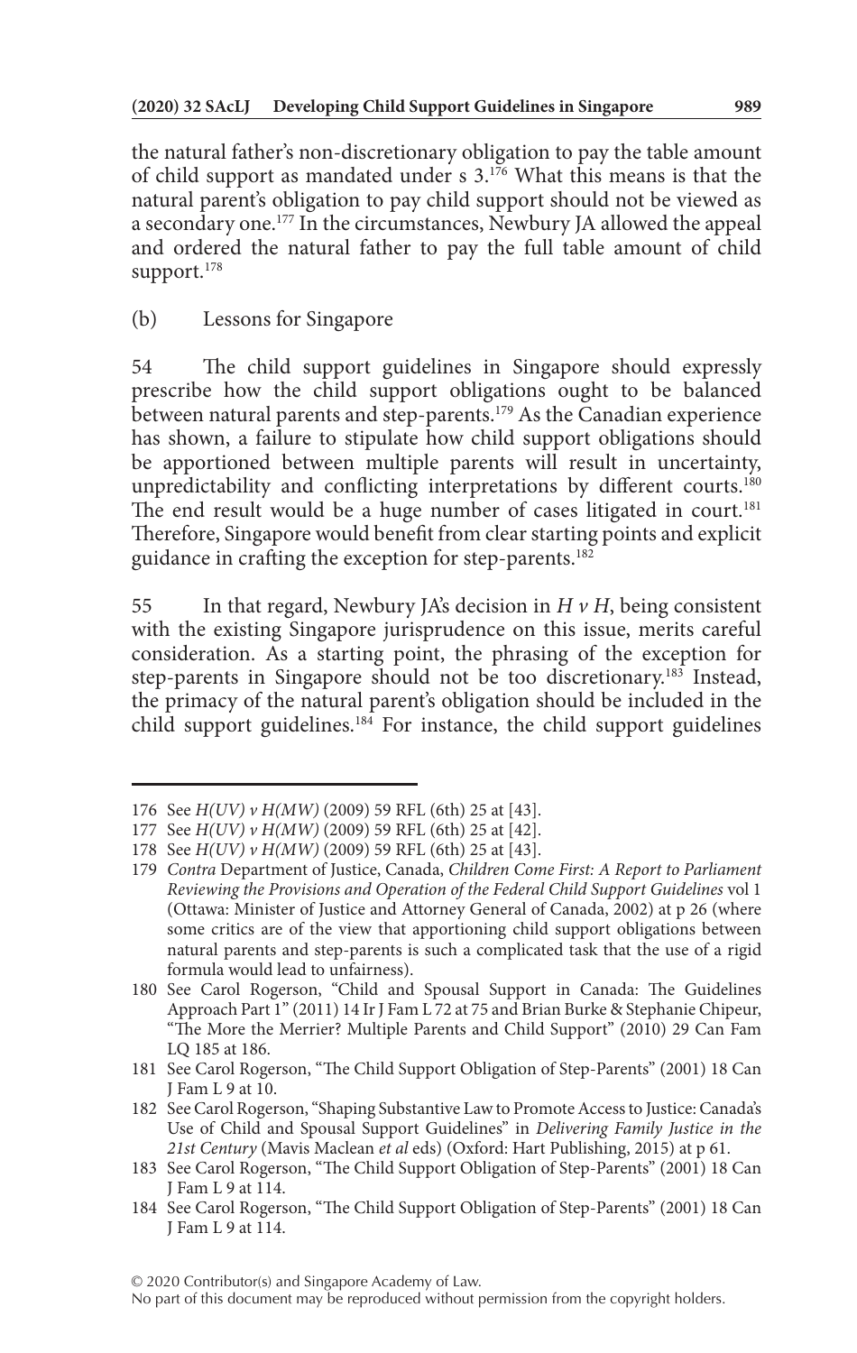the natural father's non-discretionary obligation to pay the table amount of child support as mandated under s 3.[176] What this means is that the natural parent's obligation to pay child support should not be viewed as a secondary one.[177] In the circumstances, Newbury JA allowed the appeal and ordered the natural father to pay the full table amount of child support.[178]

(b) Lessons for Singapore

54 The child support guidelines in Singapore should expressly prescribe how the child support obligations ought to be balanced between natural parents and step-parents.[179] As the Canadian experience has shown, a failure to stipulate how child support obligations should be apportioned between multiple parents will result in uncertainty, unpredictability and conflicting interpretations by different courts.[180] The end result would be a huge number of cases litigated in court.[181] Therefore, Singapore would benefit from clear starting points and explicit guidance in crafting the exception for step-parents.[182]

55 In that regard, Newbury JA's decision in *H v H*, being consistent with the existing Singapore jurisprudence on this issue, merits careful consideration. As a starting point, the phrasing of the exception for step-parents in Singapore should not be too discretionary.[183] Instead, the primacy of the natural parent's obligation should be included in the child support guidelines.[184] For instance, the child support guidelines

---

176 See *H(UV) v H(MW)* (2009) 59 RFL (6th) 25 at [43].

177 See *H(UV) v H(MW)* (2009) 59 RFL (6th) 25 at [42].

178 See *H(UV) v H(MW)* (2009) 59 RFL (6th) 25 at [43].

179 *Contra* Department of Justice, Canada, *Children Come First: A Report to Parliament Reviewing the Provisions and Operation of the Federal Child Support Guidelines* vol 1 (Ottawa: Minister of Justice and Attorney General of Canada, 2002) at p 26 (where some critics are of the view that apportioning child support obligations between natural parents and step-parents is such a complicated task that the use of a rigid formula would lead to unfairness).

180 See Carol Rogerson, "Child and Spousal Support in Canada: The Guidelines Approach Part 1" (2011) 14 Ir J Fam L 72 at 75 and Brian Burke & Stephanie Chipeur, "The More the Merrier? Multiple Parents and Child Support" (2010) 29 Can Fam LQ 185 at 186.

181 See Carol Rogerson, "The Child Support Obligation of Step-Parents" (2001) 18 Can J Fam L 9 at 10.

182 See Carol Rogerson, "Shaping Substantive Law to Promote Access to Justice: Canada's Use of Child and Spousal Support Guidelines" in *Delivering Family Justice in the 21st Century* (Mavis Maclean *et al* eds) (Oxford: Hart Publishing, 2015) at p 61.

183 See Carol Rogerson, "The Child Support Obligation of Step-Parents" (2001) 18 Can J Fam L 9 at 114.

184 See Carol Rogerson, "The Child Support Obligation of Step-Parents" (2001) 18 Can J Fam L 9 at 114.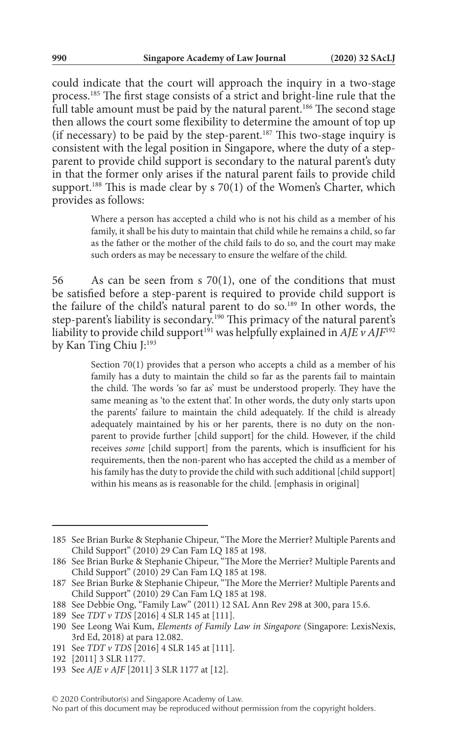could indicate that the court will approach the inquiry in a two-stage process.[185] The first stage consists of a strict and bright-line rule that the full table amount must be paid by the natural parent.[186] The second stage then allows the court some flexibility to determine the amount of top up (if necessary) to be paid by the step-parent.[187] This two-stage inquiry is consistent with the legal position in Singapore, where the duty of a step-parent to provide child support is secondary to the natural parent's duty in that the former only arises if the natural parent fails to provide child support.[188] This is made clear by s 70(1) of the Women's Charter, which provides as follows:

> Where a person has accepted a child who is not his child as a member of his family, it shall be his duty to maintain that child while he remains a child, so far as the father or the mother of the child fails to do so, and the court may make such orders as may be necessary to ensure the welfare of the child.

56 As can be seen from s 70(1), one of the conditions that must be satisfied before a step-parent is required to provide child support is the failure of the child's natural parent to do so.[189] In other words, the step-parent's liability is secondary.[190] This primacy of the natural parent's liability to provide child support[191] was helpfully explained in *AJE v AJF*[192] by Kan Ting Chiu J:[193]

> Section 70(1) provides that a person who accepts a child as a member of his family has a duty to maintain the child so far as the parents fail to maintain the child. The words 'so far as' must be understood properly. They have the same meaning as 'to the extent that'. In other words, the duty only starts upon the parents' failure to maintain the child adequately. If the child is already adequately maintained by his or her parents, there is no duty on the non-parent to provide further [child support] for the child. However, if the child receives *some* [child support] from the parents, which is insufficient for his requirements, then the non-parent who has accepted the child as a member of his family has the duty to provide the child with such additional [child support] within his means as is reasonable for the child. [emphasis in original]

---

185 See Brian Burke & Stephanie Chipeur, "The More the Merrier? Multiple Parents and Child Support" (2010) 29 Can Fam LQ 185 at 198.

186 See Brian Burke & Stephanie Chipeur, "The More the Merrier? Multiple Parents and Child Support" (2010) 29 Can Fam LQ 185 at 198.

187 See Brian Burke & Stephanie Chipeur, "The More the Merrier? Multiple Parents and Child Support" (2010) 29 Can Fam LQ 185 at 198.

188 See Debbie Ong, "Family Law" (2011) 12 SAL Ann Rev 298 at 300, para 15.6.

189 See *TDT v TDS* [2016] 4 SLR 145 at [111].

190 See Leong Wai Kum, *Elements of Family Law in Singapore* (Singapore: LexisNexis, 3rd Ed, 2018) at para 12.082.

191 See *TDT v TDS* [2016] 4 SLR 145 at [111].

192 [2011] 3 SLR 1177.

193 See *AJE v AJF* [2011] 3 SLR 1177 at [12].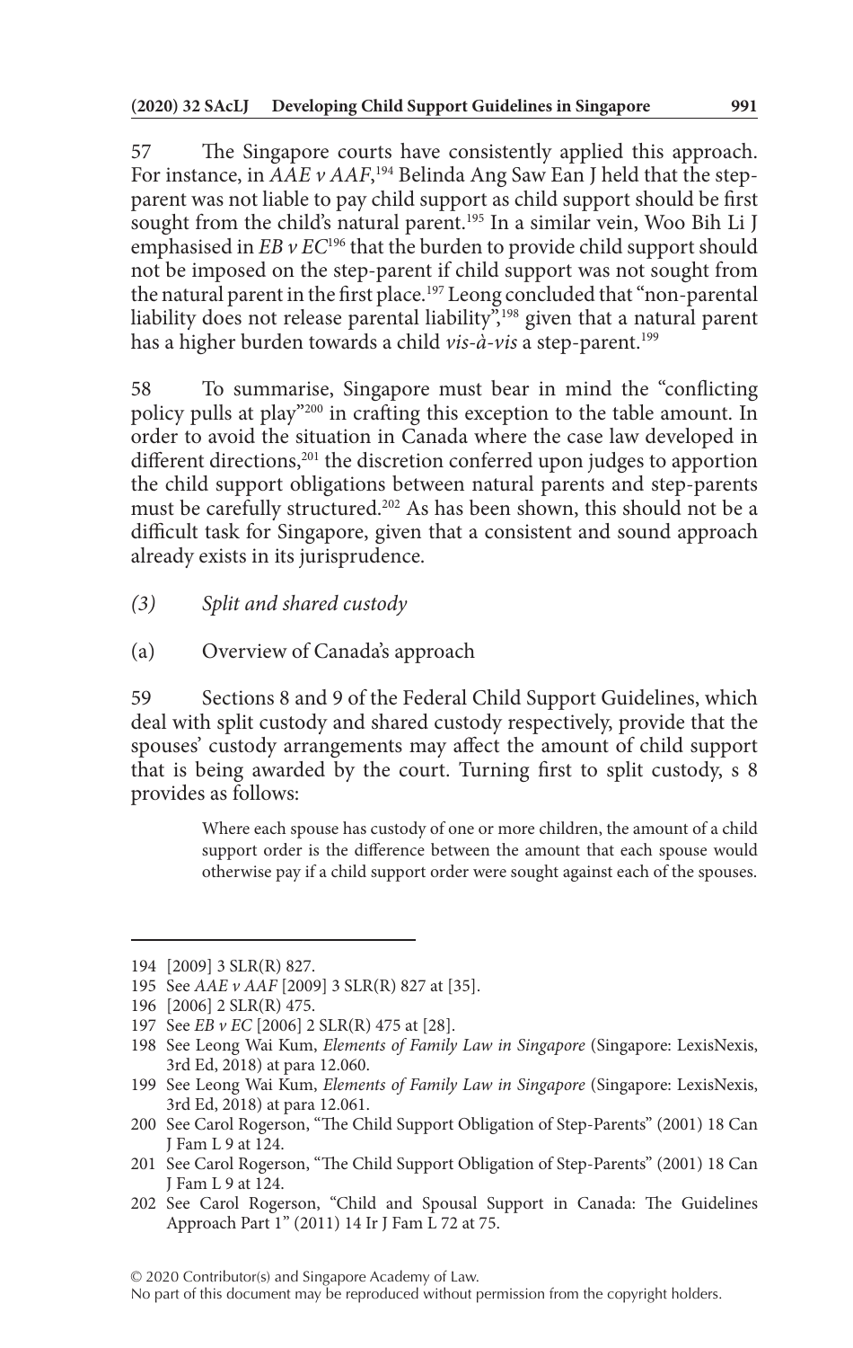57 The Singapore courts have consistently applied this approach. For instance, in *AAE v AAF*,[194] Belinda Ang Saw Ean J held that the step-parent was not liable to pay child support as child support should be first sought from the child's natural parent.[195] In a similar vein, Woo Bih Li J emphasised in *EB v EC*[196] that the burden to provide child support should not be imposed on the step-parent if child support was not sought from the natural parent in the first place.[197] Leong concluded that "non-parental liability does not release parental liability",[198] given that a natural parent has a higher burden towards a child *vis-à-vis* a step-parent.[199]

58 To summarise, Singapore must bear in mind the "conflicting policy pulls at play"[200] in crafting this exception to the table amount. In order to avoid the situation in Canada where the case law developed in different directions,[201] the discretion conferred upon judges to apportion the child support obligations between natural parents and step-parents must be carefully structured.[202] As has been shown, this should not be a difficult task for Singapore, given that a consistent and sound approach already exists in its jurisprudence.

*(3) Split and shared custody*

(a) Overview of Canada's approach

59 Sections 8 and 9 of the Federal Child Support Guidelines, which deal with split custody and shared custody respectively, provide that the spouses' custody arrangements may affect the amount of child support that is being awarded by the court. Turning first to split custody, s 8 provides as follows:

> Where each spouse has custody of one or more children, the amount of a child support order is the difference between the amount that each spouse would otherwise pay if a child support order were sought against each of the spouses.

---

194 [2009] 3 SLR(R) 827.

195 See *AAE v AAF* [2009] 3 SLR(R) 827 at [35].

196 [2006] 2 SLR(R) 475.

197 See *EB v EC* [2006] 2 SLR(R) 475 at [28].

198 See Leong Wai Kum, *Elements of Family Law in Singapore* (Singapore: LexisNexis, 3rd Ed, 2018) at para 12.060.

199 See Leong Wai Kum, *Elements of Family Law in Singapore* (Singapore: LexisNexis, 3rd Ed, 2018) at para 12.061.

200 See Carol Rogerson, "The Child Support Obligation of Step-Parents" (2001) 18 Can J Fam L 9 at 124.

201 See Carol Rogerson, "The Child Support Obligation of Step-Parents" (2001) 18 Can J Fam L 9 at 124.

202 See Carol Rogerson, "Child and Spousal Support in Canada: The Guidelines Approach Part 1" (2011) 14 Ir J Fam L 72 at 75.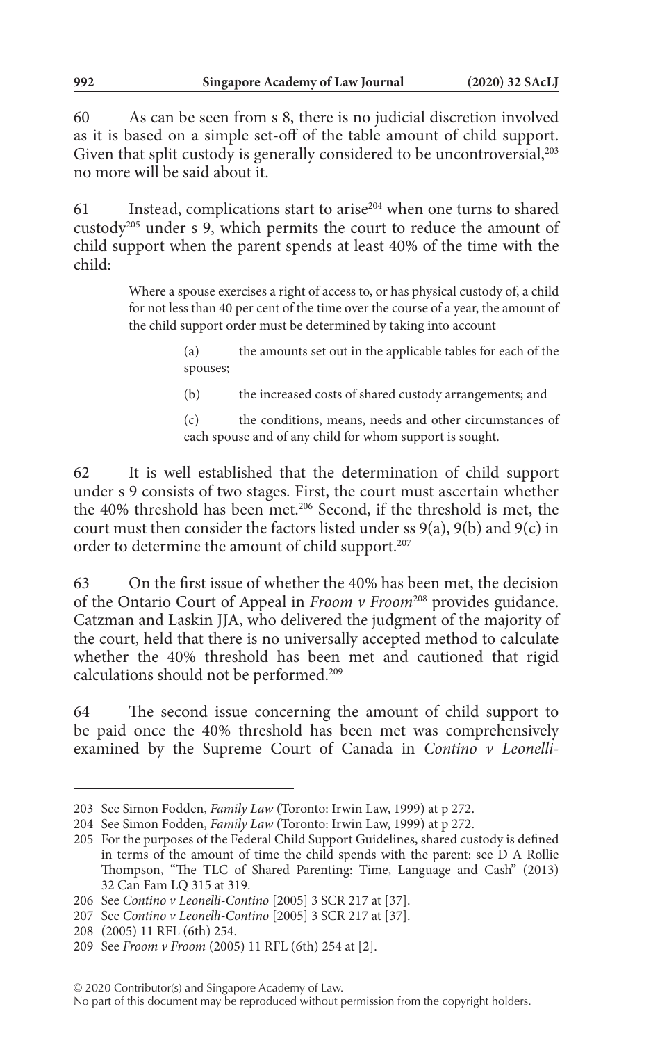60 As can be seen from s 8, there is no judicial discretion involved as it is based on a simple set-off of the table amount of child support. Given that split custody is generally considered to be uncontroversial,[203] no more will be said about it.

61 Instead, complications start to arise[204] when one turns to shared custody[205] under s 9, which permits the court to reduce the amount of child support when the parent spends at least 40% of the time with the child:

> Where a spouse exercises a right of access to, or has physical custody of, a child for not less than 40 per cent of the time over the course of a year, the amount of the child support order must be determined by taking into account
>
> (a) the amounts set out in the applicable tables for each of the spouses;
>
> (b) the increased costs of shared custody arrangements; and
>
> (c) the conditions, means, needs and other circumstances of each spouse and of any child for whom support is sought.

62 It is well established that the determination of child support under s 9 consists of two stages. First, the court must ascertain whether the 40% threshold has been met.[206] Second, if the threshold is met, the court must then consider the factors listed under ss 9(a), 9(b) and 9(c) in order to determine the amount of child support.[207]

63 On the first issue of whether the 40% has been met, the decision of the Ontario Court of Appeal in *Froom v Froom*[208] provides guidance. Catzman and Laskin JJA, who delivered the judgment of the majority of the court, held that there is no universally accepted method to calculate whether the 40% threshold has been met and cautioned that rigid calculations should not be performed.[209]

64 The second issue concerning the amount of child support to be paid once the 40% threshold has been met was comprehensively examined by the Supreme Court of Canada in *Contino v Leonelli-*

---

203 See Simon Fodden, *Family Law* (Toronto: Irwin Law, 1999) at p 272.

204 See Simon Fodden, *Family Law* (Toronto: Irwin Law, 1999) at p 272.

205 For the purposes of the Federal Child Support Guidelines, shared custody is defined in terms of the amount of time the child spends with the parent: see D A Rollie Thompson, "The TLC of Shared Parenting: Time, Language and Cash" (2013) 32 Can Fam LQ 315 at 319.

206 See *Contino v Leonelli-Contino* [2005] 3 SCR 217 at [37].

207 See *Contino v Leonelli-Contino* [2005] 3 SCR 217 at [37].

208 (2005) 11 RFL (6th) 254.

209 See *Froom v Froom* (2005) 11 RFL (6th) 254 at [2].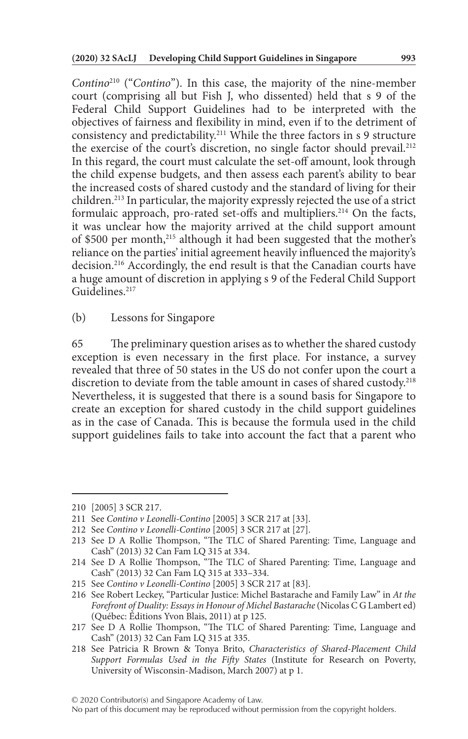*Contino*[210] ("*Contino*"). In this case, the majority of the nine-member court (comprising all but Fish J, who dissented) held that s 9 of the Federal Child Support Guidelines had to be interpreted with the objectives of fairness and flexibility in mind, even if to the detriment of consistency and predictability.[211] While the three factors in s 9 structure the exercise of the court's discretion, no single factor should prevail.[212] In this regard, the court must calculate the set-off amount, look through the child expense budgets, and then assess each parent's ability to bear the increased costs of shared custody and the standard of living for their children.[213] In particular, the majority expressly rejected the use of a strict formulaic approach, pro-rated set-offs and multipliers.[214] On the facts, it was unclear how the majority arrived at the child support amount of \$500 per month,[215] although it had been suggested that the mother's reliance on the parties' initial agreement heavily influenced the majority's decision.[216] Accordingly, the end result is that the Canadian courts have a huge amount of discretion in applying s 9 of the Federal Child Support Guidelines.[217]

(b) Lessons for Singapore

65 The preliminary question arises as to whether the shared custody exception is even necessary in the first place. For instance, a survey revealed that three of 50 states in the US do not confer upon the court a discretion to deviate from the table amount in cases of shared custody.[218] Nevertheless, it is suggested that there is a sound basis for Singapore to create an exception for shared custody in the child support guidelines as in the case of Canada. This is because the formula used in the child support guidelines fails to take into account the fact that a parent who

---

210 [2005] 3 SCR 217.

211 See *Contino v Leonelli-Contino* [2005] 3 SCR 217 at [33].

212 See *Contino v Leonelli-Contino* [2005] 3 SCR 217 at [27].

213 See D A Rollie Thompson, "The TLC of Shared Parenting: Time, Language and Cash" (2013) 32 Can Fam LQ 315 at 334.

214 See D A Rollie Thompson, "The TLC of Shared Parenting: Time, Language and Cash" (2013) 32 Can Fam LQ 315 at 333–334.

215 See *Contino v Leonelli-Contino* [2005] 3 SCR 217 at [83].

216 See Robert Leckey, "Particular Justice: Michel Bastarache and Family Law" in *At the Forefront of Duality: Essays in Honour of Michel Bastarache* (Nicolas C G Lambert ed) (Québec: Éditions Yvon Blais, 2011) at p 125.

217 See D A Rollie Thompson, "The TLC of Shared Parenting: Time, Language and Cash" (2013) 32 Can Fam LQ 315 at 335.

218 See Patricia R Brown & Tonya Brito, *Characteristics of Shared-Placement Child Support Formulas Used in the Fifty States* (Institute for Research on Poverty, University of Wisconsin-Madison, March 2007) at p 1.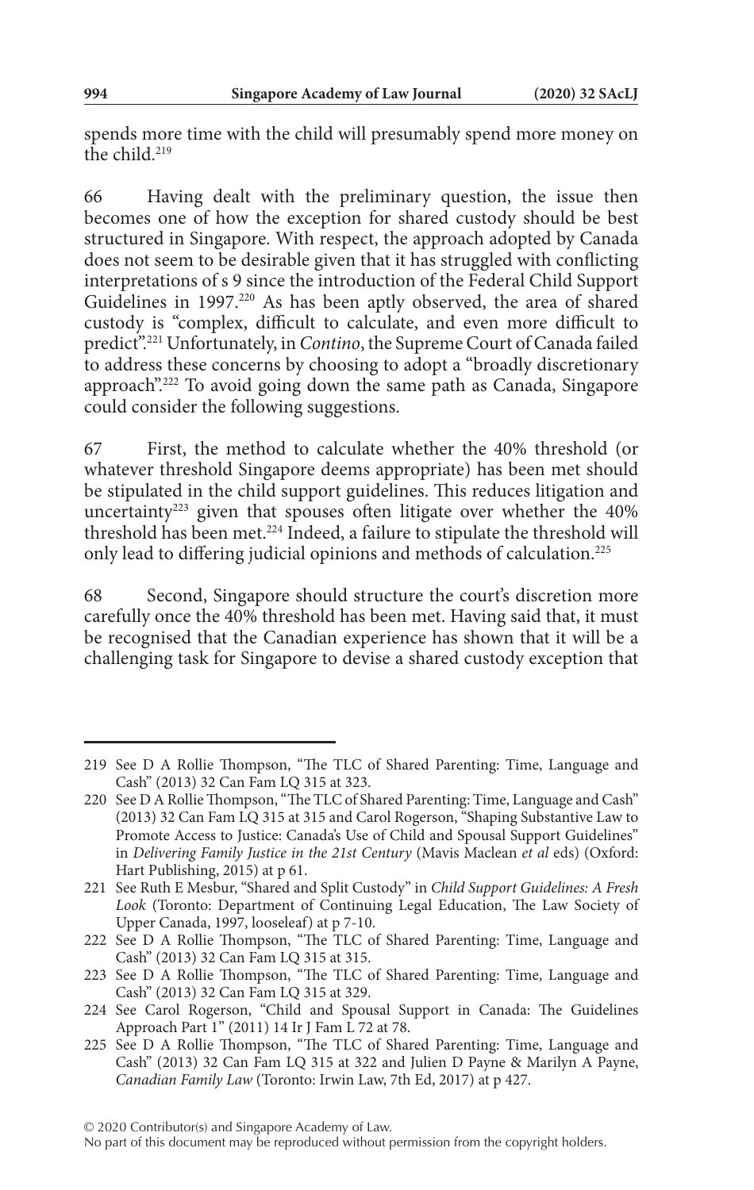spends more time with the child will presumably spend more money on the child.[219]

66 Having dealt with the preliminary question, the issue then becomes one of how the exception for shared custody should be best structured in Singapore. With respect, the approach adopted by Canada does not seem to be desirable given that it has struggled with conflicting interpretations of s 9 since the introduction of the Federal Child Support Guidelines in 1997.[220] As has been aptly observed, the area of shared custody is "complex, difficult to calculate, and even more difficult to predict".[221] Unfortunately, in *Contino*, the Supreme Court of Canada failed to address these concerns by choosing to adopt a "broadly discretionary approach".[222] To avoid going down the same path as Canada, Singapore could consider the following suggestions.

67 First, the method to calculate whether the 40% threshold (or whatever threshold Singapore deems appropriate) has been met should be stipulated in the child support guidelines. This reduces litigation and uncertainty[223] given that spouses often litigate over whether the 40% threshold has been met.[224] Indeed, a failure to stipulate the threshold will only lead to differing judicial opinions and methods of calculation.[225]

68 Second, Singapore should structure the court's discretion more carefully once the 40% threshold has been met. Having said that, it must be recognised that the Canadian experience has shown that it will be a challenging task for Singapore to devise a shared custody exception that

---

219 See D A Rollie Thompson, "The TLC of Shared Parenting: Time, Language and Cash" (2013) 32 Can Fam LQ 315 at 323.

220 See D A Rollie Thompson, "The TLC of Shared Parenting: Time, Language and Cash" (2013) 32 Can Fam LQ 315 at 315 and Carol Rogerson, "Shaping Substantive Law to Promote Access to Justice: Canada's Use of Child and Spousal Support Guidelines" in *Delivering Family Justice in the 21st Century* (Mavis Maclean *et al* eds) (Oxford: Hart Publishing, 2015) at p 61.

221 See Ruth E Mesbur, "Shared and Split Custody" in *Child Support Guidelines: A Fresh Look* (Toronto: Department of Continuing Legal Education, The Law Society of Upper Canada, 1997, looseleaf) at p 7-10.

222 See D A Rollie Thompson, "The TLC of Shared Parenting: Time, Language and Cash" (2013) 32 Can Fam LQ 315 at 315.

223 See D A Rollie Thompson, "The TLC of Shared Parenting: Time, Language and Cash" (2013) 32 Can Fam LQ 315 at 329.

224 See Carol Rogerson, "Child and Spousal Support in Canada: The Guidelines Approach Part 1" (2011) 14 Ir J Fam L 72 at 78.

225 See D A Rollie Thompson, "The TLC of Shared Parenting: Time, Language and Cash" (2013) 32 Can Fam LQ 315 at 322 and Julien D Payne & Marilyn A Payne, *Canadian Family Law* (Toronto: Irwin Law, 7th Ed, 2017) at p 427.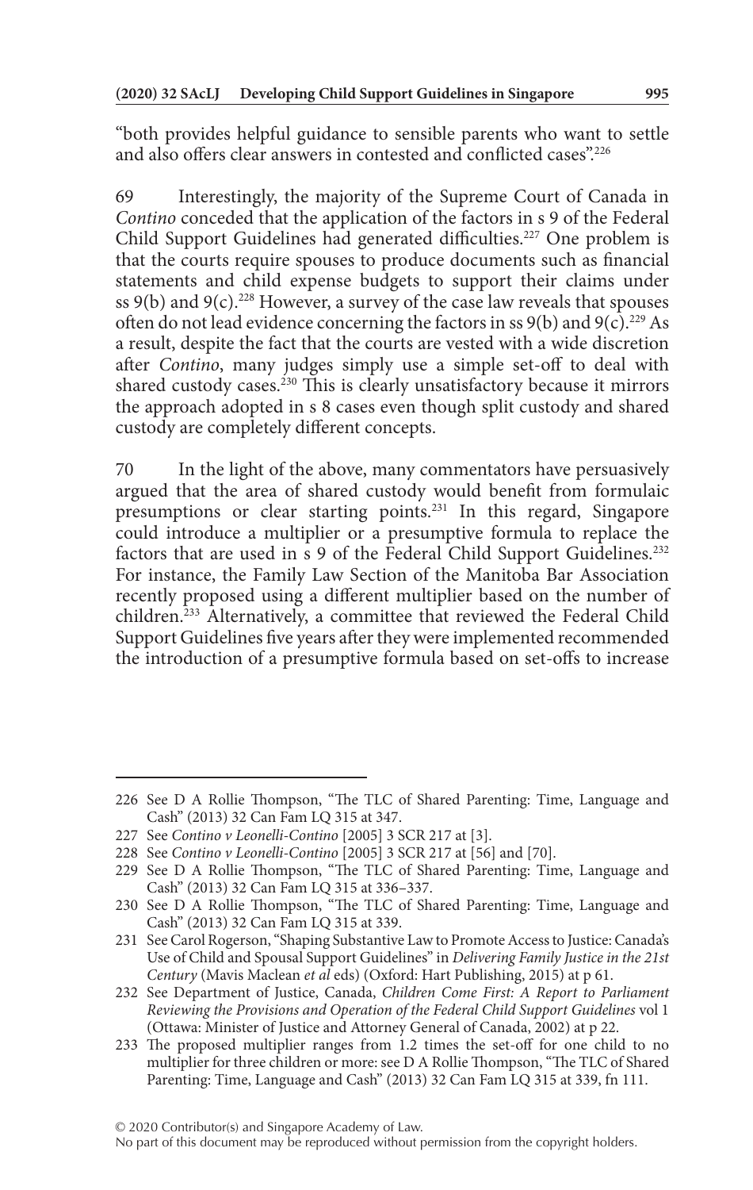"both provides helpful guidance to sensible parents who want to settle and also offers clear answers in contested and conflicted cases".[226]

69 Interestingly, the majority of the Supreme Court of Canada in *Contino* conceded that the application of the factors in s 9 of the Federal Child Support Guidelines had generated difficulties.[227] One problem is that the courts require spouses to produce documents such as financial statements and child expense budgets to support their claims under ss 9(b) and 9(c).[228] However, a survey of the case law reveals that spouses often do not lead evidence concerning the factors in ss 9(b) and 9(c).[229] As a result, despite the fact that the courts are vested with a wide discretion after *Contino*, many judges simply use a simple set-off to deal with shared custody cases.[230] This is clearly unsatisfactory because it mirrors the approach adopted in s 8 cases even though split custody and shared custody are completely different concepts.

70 In the light of the above, many commentators have persuasively argued that the area of shared custody would benefit from formulaic presumptions or clear starting points.[231] In this regard, Singapore could introduce a multiplier or a presumptive formula to replace the factors that are used in s 9 of the Federal Child Support Guidelines.[232] For instance, the Family Law Section of the Manitoba Bar Association recently proposed using a different multiplier based on the number of children.[233] Alternatively, a committee that reviewed the Federal Child Support Guidelines five years after they were implemented recommended the introduction of a presumptive formula based on set-offs to increase

---

226 See D A Rollie Thompson, "The TLC of Shared Parenting: Time, Language and Cash" (2013) 32 Can Fam LQ 315 at 347.

227 See *Contino v Leonelli-Contino* [2005] 3 SCR 217 at [3].

228 See *Contino v Leonelli-Contino* [2005] 3 SCR 217 at [56] and [70].

229 See D A Rollie Thompson, "The TLC of Shared Parenting: Time, Language and Cash" (2013) 32 Can Fam LQ 315 at 336–337.

230 See D A Rollie Thompson, "The TLC of Shared Parenting: Time, Language and Cash" (2013) 32 Can Fam LQ 315 at 339.

231 See Carol Rogerson, "Shaping Substantive Law to Promote Access to Justice: Canada's Use of Child and Spousal Support Guidelines" in *Delivering Family Justice in the 21st Century* (Mavis Maclean *et al* eds) (Oxford: Hart Publishing, 2015) at p 61.

232 See Department of Justice, Canada, *Children Come First: A Report to Parliament Reviewing the Provisions and Operation of the Federal Child Support Guidelines* vol 1 (Ottawa: Minister of Justice and Attorney General of Canada, 2002) at p 22.

233 The proposed multiplier ranges from 1.2 times the set-off for one child to no multiplier for three children or more: see D A Rollie Thompson, "The TLC of Shared Parenting: Time, Language and Cash" (2013) 32 Can Fam LQ 315 at 339, fn 111.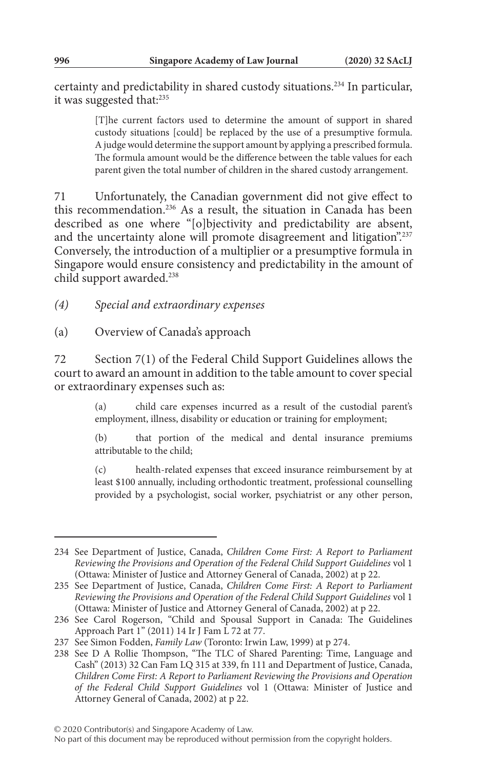certainty and predictability in shared custody situations.[234] In particular, it was suggested that:[235]

> [T]he current factors used to determine the amount of support in shared custody situations [could] be replaced by the use of a presumptive formula. A judge would determine the support amount by applying a prescribed formula. The formula amount would be the difference between the table values for each parent given the total number of children in the shared custody arrangement.

71 Unfortunately, the Canadian government did not give effect to this recommendation.[236] As a result, the situation in Canada has been described as one where "[o]bjectivity and predictability are absent, and the uncertainty alone will promote disagreement and litigation".[237] Conversely, the introduction of a multiplier or a presumptive formula in Singapore would ensure consistency and predictability in the amount of child support awarded.[238]

*(4) Special and extraordinary expenses*

(a) Overview of Canada's approach

72 Section 7(1) of the Federal Child Support Guidelines allows the court to award an amount in addition to the table amount to cover special or extraordinary expenses such as:

> (a) child care expenses incurred as a result of the custodial parent's employment, illness, disability or education or training for employment;
>
> (b) that portion of the medical and dental insurance premiums attributable to the child;
>
> (c) health-related expenses that exceed insurance reimbursement by at least $100 annually, including orthodontic treatment, professional counselling provided by a psychologist, social worker, psychiatrist or any other person,

---

234 See Department of Justice, Canada, *Children Come First: A Report to Parliament Reviewing the Provisions and Operation of the Federal Child Support Guidelines* vol 1 (Ottawa: Minister of Justice and Attorney General of Canada, 2002) at p 22.

235 See Department of Justice, Canada, *Children Come First: A Report to Parliament Reviewing the Provisions and Operation of the Federal Child Support Guidelines* vol 1 (Ottawa: Minister of Justice and Attorney General of Canada, 2002) at p 22.

236 See Carol Rogerson, "Child and Spousal Support in Canada: The Guidelines Approach Part 1" (2011) 14 Ir J Fam L 72 at 77.

237 See Simon Fodden, *Family Law* (Toronto: Irwin Law, 1999) at p 274.

238 See D A Rollie Thompson, "The TLC of Shared Parenting: Time, Language and Cash" (2013) 32 Can Fam LQ 315 at 339, fn 111 and Department of Justice, Canada, *Children Come First: A Report to Parliament Reviewing the Provisions and Operation of the Federal Child Support Guidelines* vol 1 (Ottawa: Minister of Justice and Attorney General of Canada, 2002) at p 22.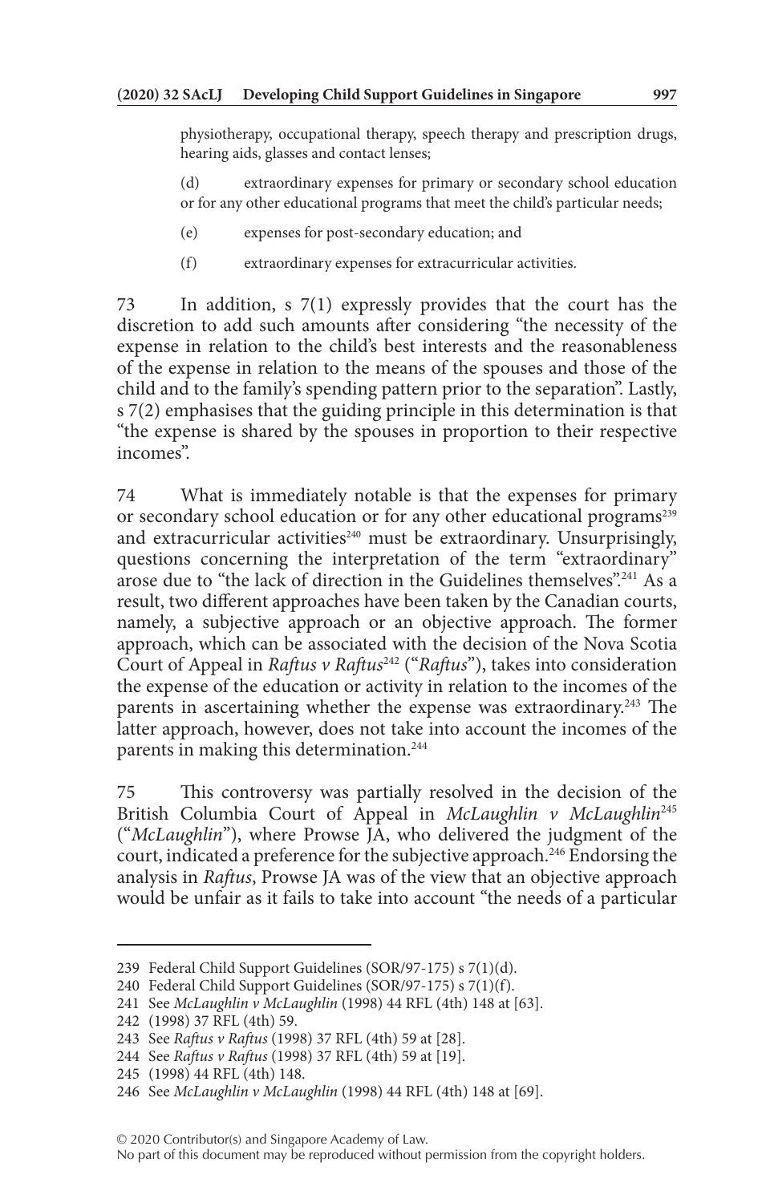physiotherapy, occupational therapy, speech therapy and prescription drugs, hearing aids, glasses and contact lenses;

(d) extraordinary expenses for primary or secondary school education or for any other educational programs that meet the child's particular needs;

(e) expenses for post-secondary education; and

(f) extraordinary expenses for extracurricular activities.

73 In addition, s 7(1) expressly provides that the court has the discretion to add such amounts after considering "the necessity of the expense in relation to the child's best interests and the reasonableness of the expense in relation to the means of the spouses and those of the child and to the family's spending pattern prior to the separation". Lastly, s 7(2) emphasises that the guiding principle in this determination is that "the expense is shared by the spouses in proportion to their respective incomes".

74 What is immediately notable is that the expenses for primary or secondary school education or for any other educational programs[239] and extracurricular activities[240] must be extraordinary. Unsurprisingly, questions concerning the interpretation of the term "extraordinary" arose due to "the lack of direction in the Guidelines themselves".[241] As a result, two different approaches have been taken by the Canadian courts, namely, a subjective approach or an objective approach. The former approach, which can be associated with the decision of the Nova Scotia Court of Appeal in *Raftus v Raftus*[242] ("*Raftus*"), takes into consideration the expense of the education or activity in relation to the incomes of the parents in ascertaining whether the expense was extraordinary.[243] The latter approach, however, does not take into account the incomes of the parents in making this determination.[244]

75 This controversy was partially resolved in the decision of the British Columbia Court of Appeal in *McLaughlin v McLaughlin*[245] ("*McLaughlin*"), where Prowse JA, who delivered the judgment of the court, indicated a preference for the subjective approach.[246] Endorsing the analysis in *Raftus*, Prowse JA was of the view that an objective approach would be unfair as it fails to take into account "the needs of a particular

---

239 Federal Child Support Guidelines (SOR/97-175) s 7(1)(d).

240 Federal Child Support Guidelines (SOR/97-175) s 7(1)(f).

241 See *McLaughlin v McLaughlin* (1998) 44 RFL (4th) 148 at [63].

242 (1998) 37 RFL (4th) 59.

243 See *Raftus v Raftus* (1998) 37 RFL (4th) 59 at [28].

244 See *Raftus v Raftus* (1998) 37 RFL (4th) 59 at [19].

245 (1998) 44 RFL (4th) 148.

246 See *McLaughlin v McLaughlin* (1998) 44 RFL (4th) 148 at [69].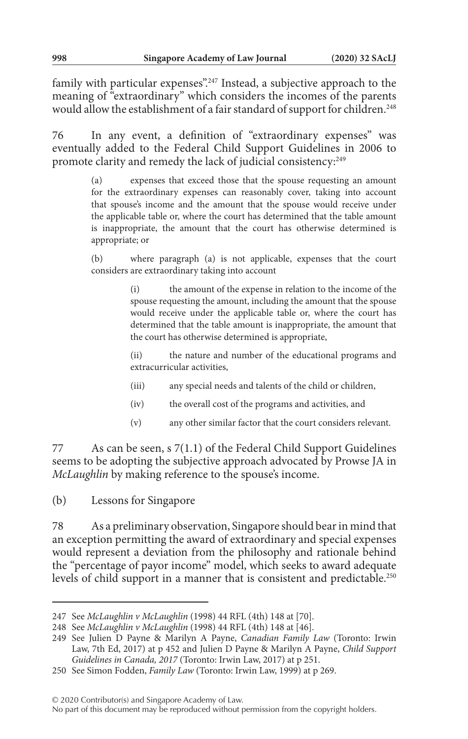family with particular expenses".[247] Instead, a subjective approach to the meaning of "extraordinary" which considers the incomes of the parents would allow the establishment of a fair standard of support for children.[248]

76 In any event, a definition of "extraordinary expenses" was eventually added to the Federal Child Support Guidelines in 2006 to promote clarity and remedy the lack of judicial consistency:[249]

> (a) expenses that exceed those that the spouse requesting an amount for the extraordinary expenses can reasonably cover, taking into account that spouse's income and the amount that the spouse would receive under the applicable table or, where the court has determined that the table amount is inappropriate, the amount that the court has otherwise determined is appropriate; or
>
> (b) where paragraph (a) is not applicable, expenses that the court considers are extraordinary taking into account
>
> > (i) the amount of the expense in relation to the income of the spouse requesting the amount, including the amount that the spouse would receive under the applicable table or, where the court has determined that the table amount is inappropriate, the amount that the court has otherwise determined is appropriate,
> >
> > (ii) the nature and number of the educational programs and extracurricular activities,
> >
> > (iii) any special needs and talents of the child or children,
> >
> > (iv) the overall cost of the programs and activities, and
> >
> > (v) any other similar factor that the court considers relevant.

77 As can be seen, s 7(1.1) of the Federal Child Support Guidelines seems to be adopting the subjective approach advocated by Prowse JA in *McLaughlin* by making reference to the spouse's income.

(b) Lessons for Singapore

78 As a preliminary observation, Singapore should bear in mind that an exception permitting the award of extraordinary and special expenses would represent a deviation from the philosophy and rationale behind the "percentage of payor income" model, which seeks to award adequate levels of child support in a manner that is consistent and predictable.[250]

---

247 See *McLaughlin v McLaughlin* (1998) 44 RFL (4th) 148 at [70].

248 See *McLaughlin v McLaughlin* (1998) 44 RFL (4th) 148 at [46].

249 See Julien D Payne & Marilyn A Payne, *Canadian Family Law* (Toronto: Irwin Law, 7th Ed, 2017) at p 452 and Julien D Payne & Marilyn A Payne, *Child Support Guidelines in Canada, 2017* (Toronto: Irwin Law, 2017) at p 251.

250 See Simon Fodden, *Family Law* (Toronto: Irwin Law, 1999) at p 269.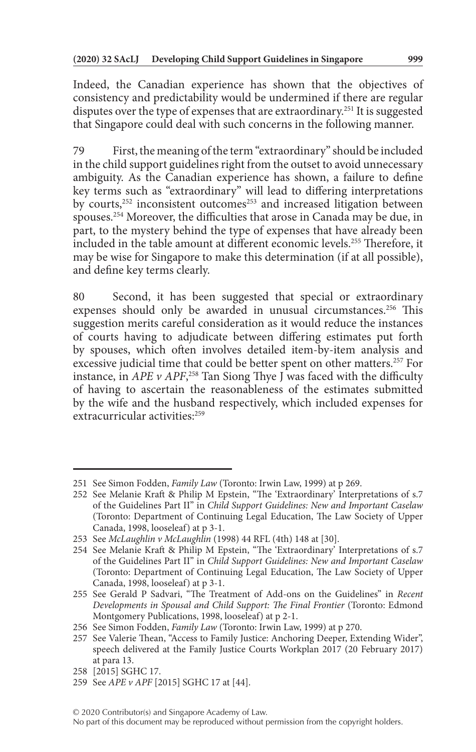Indeed, the Canadian experience has shown that the objectives of consistency and predictability would be undermined if there are regular disputes over the type of expenses that are extraordinary.[251] It is suggested that Singapore could deal with such concerns in the following manner.

79 First, the meaning of the term "extraordinary" should be included in the child support guidelines right from the outset to avoid unnecessary ambiguity. As the Canadian experience has shown, a failure to define key terms such as "extraordinary" will lead to differing interpretations by courts,[252] inconsistent outcomes[253] and increased litigation between spouses.[254] Moreover, the difficulties that arose in Canada may be due, in part, to the mystery behind the type of expenses that have already been included in the table amount at different economic levels.[255] Therefore, it may be wise for Singapore to make this determination (if at all possible), and define key terms clearly.

80 Second, it has been suggested that special or extraordinary expenses should only be awarded in unusual circumstances.[256] This suggestion merits careful consideration as it would reduce the instances of courts having to adjudicate between differing estimates put forth by spouses, which often involves detailed item-by-item analysis and excessive judicial time that could be better spent on other matters.[257] For instance, in *APE v APF*,[258] Tan Siong Thye J was faced with the difficulty of having to ascertain the reasonableness of the estimates submitted by the wife and the husband respectively, which included expenses for extracurricular activities:[259]

---

251 See Simon Fodden, *Family Law* (Toronto: Irwin Law, 1999) at p 269.

252 See Melanie Kraft & Philip M Epstein, "The 'Extraordinary' Interpretations of s.7 of the Guidelines Part II" in *Child Support Guidelines: New and Important Caselaw* (Toronto: Department of Continuing Legal Education, The Law Society of Upper Canada, 1998, looseleaf) at p 3-1.

253 See *McLaughlin v McLaughlin* (1998) 44 RFL (4th) 148 at [30].

254 See Melanie Kraft & Philip M Epstein, "The 'Extraordinary' Interpretations of s.7 of the Guidelines Part II" in *Child Support Guidelines: New and Important Caselaw* (Toronto: Department of Continuing Legal Education, The Law Society of Upper Canada, 1998, looseleaf) at p 3-1.

255 See Gerald P Sadvari, "The Treatment of Add-ons on the Guidelines" in *Recent Developments in Spousal and Child Support: The Final Frontier* (Toronto: Edmond Montgomery Publications, 1998, looseleaf) at p 2-1.

256 See Simon Fodden, *Family Law* (Toronto: Irwin Law, 1999) at p 270.

257 See Valerie Thean, "Access to Family Justice: Anchoring Deeper, Extending Wider", speech delivered at the Family Justice Courts Workplan 2017 (20 February 2017) at para 13.

258 [2015] SGHC 17.

259 See *APE v APF* [2015] SGHC 17 at [44].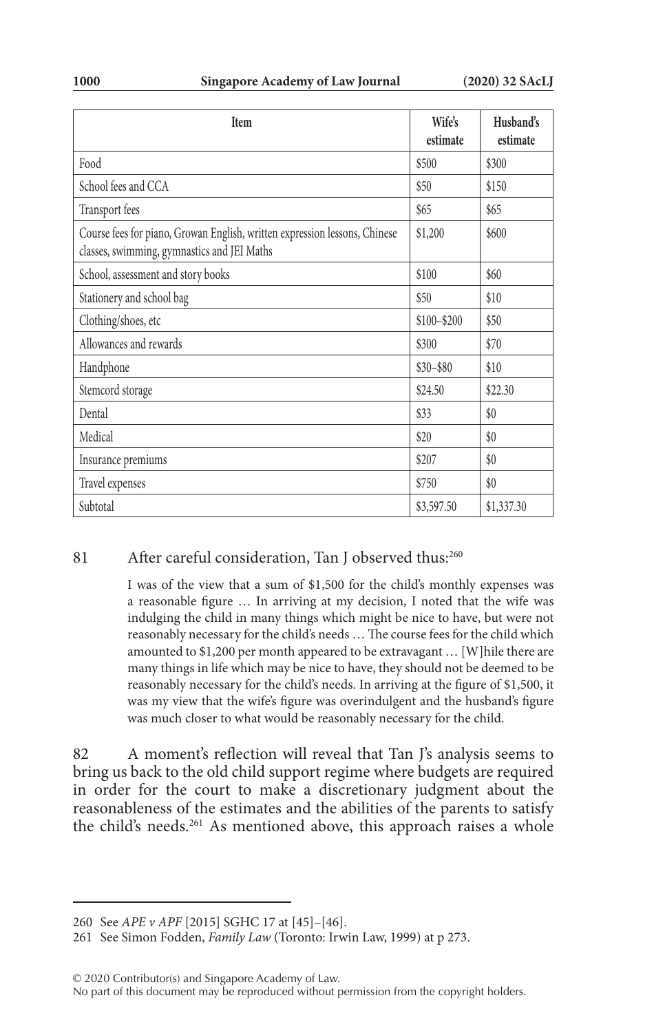| Item | Wife's estimate | Husband's estimate |
|---|---|---|
| Food | $500 | $300 |
| School fees and CCA | $50 | $150 |
| Transport fees | $65 | $65 |
| Course fees for piano, Growan English, written expression lessons, Chinese classes, swimming, gymnastics and JEI Maths | $1,200 | $600 |
| School, assessment and story books | $100 | $60 |
| Stationery and school bag | $50 | $10 |
| Clothing/shoes, etc | $100–$200 | $50 |
| Allowances and rewards | $300 | $70 |
| Handphone | $30–$80 | $10 |
| Stemcord storage | $24.50 | $22.30 |
| Dental | $33 | $0 |
| Medical | $20 | $0 |
| Insurance premiums | $207 | $0 |
| Travel expenses | $750 | $0 |
| Subtotal | $3,597.50 | $1,337.30 |

81 After careful consideration, Tan J observed thus:[260]

> I was of the view that a sum of $1,500 for the child's monthly expenses was a reasonable figure … In arriving at my decision, I noted that the wife was indulging the child in many things which might be nice to have, but were not reasonably necessary for the child's needs … The course fees for the child which amounted to $1,200 per month appeared to be extravagant … [W]hile there are many things in life which may be nice to have, they should not be deemed to be reasonably necessary for the child's needs. In arriving at the figure of $1,500, it was my view that the wife's figure was overindulgent and the husband's figure was much closer to what would be reasonably necessary for the child.

82 A moment's reflection will reveal that Tan J's analysis seems to bring us back to the old child support regime where budgets are required in order for the court to make a discretionary judgment about the reasonableness of the estimates and the abilities of the parents to satisfy the child's needs.[261] As mentioned above, this approach raises a whole

---

260 See *APE v APF* [2015] SGHC 17 at [45]–[46].

261 See Simon Fodden, *Family Law* (Toronto: Irwin Law, 1999) at p 273.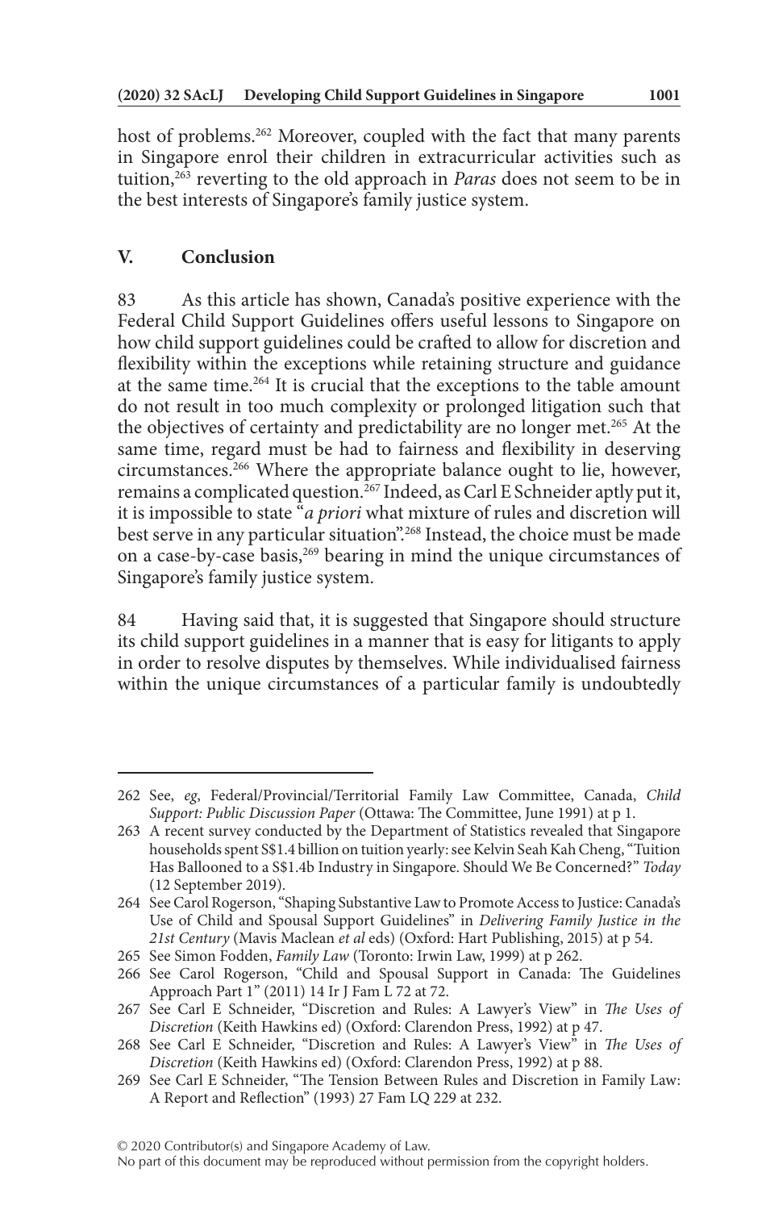host of problems.[262] Moreover, coupled with the fact that many parents in Singapore enrol their children in extracurricular activities such as tuition,[263] reverting to the old approach in *Paras* does not seem to be in the best interests of Singapore's family justice system.

## V. Conclusion

83 As this article has shown, Canada's positive experience with the Federal Child Support Guidelines offers useful lessons to Singapore on how child support guidelines could be crafted to allow for discretion and flexibility within the exceptions while retaining structure and guidance at the same time.[264] It is crucial that the exceptions to the table amount do not result in too much complexity or prolonged litigation such that the objectives of certainty and predictability are no longer met.[265] At the same time, regard must be had to fairness and flexibility in deserving circumstances.[266] Where the appropriate balance ought to lie, however, remains a complicated question.[267] Indeed, as Carl E Schneider aptly put it, it is impossible to state "*a priori* what mixture of rules and discretion will best serve in any particular situation".[268] Instead, the choice must be made on a case-by-case basis,[269] bearing in mind the unique circumstances of Singapore's family justice system.

84 Having said that, it is suggested that Singapore should structure its child support guidelines in a manner that is easy for litigants to apply in order to resolve disputes by themselves. While individualised fairness within the unique circumstances of a particular family is undoubtedly

---

262 See, *eg*, Federal/Provincial/Territorial Family Law Committee, Canada, *Child Support: Public Discussion Paper* (Ottawa: The Committee, June 1991) at p 1.

263 A recent survey conducted by the Department of Statistics revealed that Singapore households spent S$1.4 billion on tuition yearly: see Kelvin Seah Kah Cheng, "Tuition Has Ballooned to a S$1.4b Industry in Singapore. Should We Be Concerned?" *Today* (12 September 2019).

264 See Carol Rogerson, "Shaping Substantive Law to Promote Access to Justice: Canada's Use of Child and Spousal Support Guidelines" in *Delivering Family Justice in the 21st Century* (Mavis Maclean *et al* eds) (Oxford: Hart Publishing, 2015) at p 54.

265 See Simon Fodden, *Family Law* (Toronto: Irwin Law, 1999) at p 262.

266 See Carol Rogerson, "Child and Spousal Support in Canada: The Guidelines Approach Part 1" (2011) 14 Ir J Fam L 72 at 72.

267 See Carl E Schneider, "Discretion and Rules: A Lawyer's View" in *The Uses of Discretion* (Keith Hawkins ed) (Oxford: Clarendon Press, 1992) at p 47.

268 See Carl E Schneider, "Discretion and Rules: A Lawyer's View" in *The Uses of Discretion* (Keith Hawkins ed) (Oxford: Clarendon Press, 1992) at p 88.

269 See Carl E Schneider, "The Tension Between Rules and Discretion in Family Law: A Report and Reflection" (1993) 27 Fam LQ 229 at 232.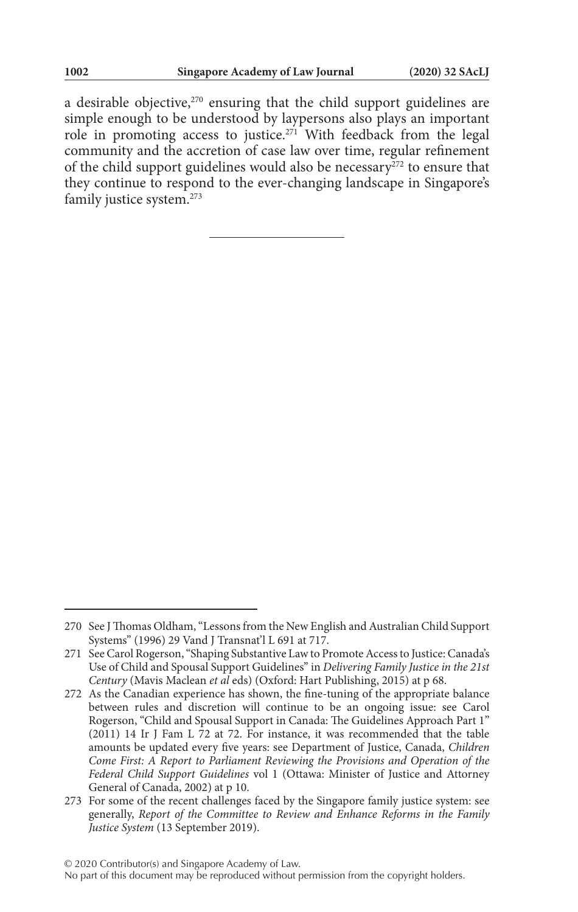a desirable objective,[270] ensuring that the child support guidelines are simple enough to be understood by laypersons also plays an important role in promoting access to justice.[271] With feedback from the legal community and the accretion of case law over time, regular refinement of the child support guidelines would also be necessary[272] to ensure that they continue to respond to the ever-changing landscape in Singapore's family justice system.[273]

---

270 See J Thomas Oldham, "Lessons from the New English and Australian Child Support Systems" (1996) 29 Vand J Transnat'l L 691 at 717.

271 See Carol Rogerson, "Shaping Substantive Law to Promote Access to Justice: Canada's Use of Child and Spousal Support Guidelines" in *Delivering Family Justice in the 21st Century* (Mavis Maclean *et al* eds) (Oxford: Hart Publishing, 2015) at p 68.

272 As the Canadian experience has shown, the fine-tuning of the appropriate balance between rules and discretion will continue to be an ongoing issue: see Carol Rogerson, "Child and Spousal Support in Canada: The Guidelines Approach Part 1" (2011) 14 Ir J Fam L 72 at 72. For instance, it was recommended that the table amounts be updated every five years: see Department of Justice, Canada, *Children Come First: A Report to Parliament Reviewing the Provisions and Operation of the Federal Child Support Guidelines* vol 1 (Ottawa: Minister of Justice and Attorney General of Canada, 2002) at p 10.

273 For some of the recent challenges faced by the Singapore family justice system: see generally, *Report of the Committee to Review and Enhance Reforms in the Family Justice System* (13 September 2019).

© 2020 Contributor(s) and Singapore Academy of Law.
No part of this document may be reproduced without permission from the copyright holders.